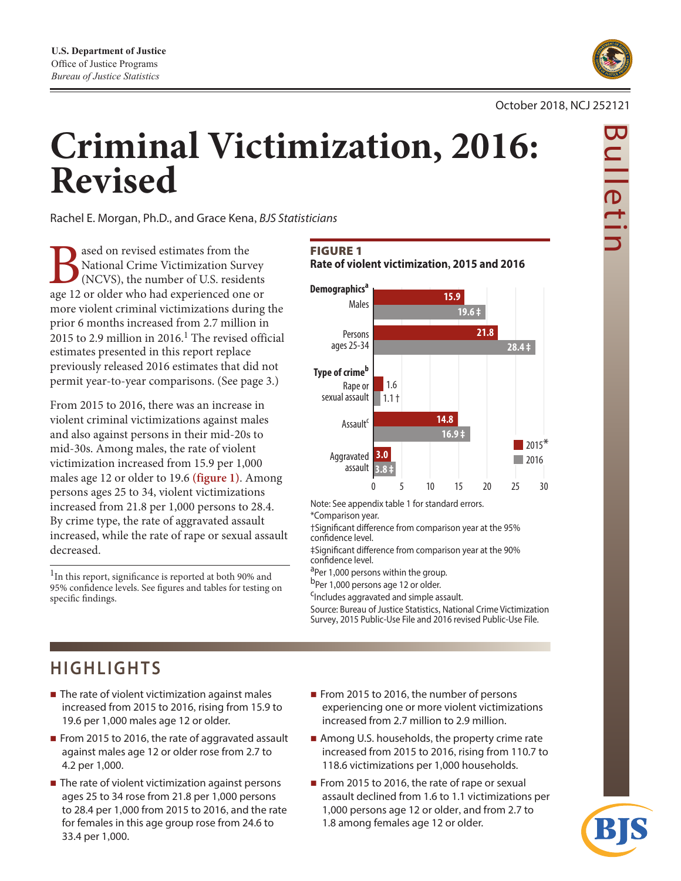U.S. Department of Justice
Office of Justice Programs
*Bureau of Justice Statistics*

October 2018, NCJ 252121

Bulletin

# Criminal Victimization, 2016: Revised

Rachel E. Morgan, Ph.D., and Grace Kena, *BJS Statisticians*

Based on revised estimates from the National Crime Victimization Survey (NCVS), the number of U.S. residents age 12 or older who had experienced one or more violent criminal victimizations during the prior 6 months increased from 2.7 million in 2015 to 2.9 million in 2016.[1] The revised official estimates presented in this report replace previously released 2016 estimates that did not permit year-to-year comparisons. (See page 3.)

From 2015 to 2016, there was an increase in violent criminal victimizations against males and also against persons in their mid-20s to mid-30s. Among males, the rate of violent victimization increased from 15.9 per 1,000 males age 12 or older to 19.6 **(figure 1)**. Among persons ages 25 to 34, violent victimizations increased from 21.8 per 1,000 persons to 28.4. By crime type, the rate of aggravated assault increased, while the rate of rape or sexual assault decreased.

[1]In this report, significance is reported at both 90% and 95% confidence levels. See figures and tables for testing on specific findings.

**FIGURE 1**
**Rate of violent victimization, 2015 and 2016**

| | 2015* | 2016 |
|---|---|---|
| **Demographics[a]** | | |
| Males | 15.9 | 19.6 ‡ |
| Persons ages 25-34 | 21.8 | 28.4 ‡ |
| **Type of crime[b]** | | |
| Rape or sexual assault | 1.6 | 1.1 † |
| Assault[c] | 14.8 | 16.9 ‡ |
| Aggravated assault | 3.0 | 3.8 ‡ |

Note: See appendix table 1 for standard errors.
*Comparison year.
†Significant difference from comparison year at the 95% confidence level.
‡Significant difference from comparison year at the 90% confidence level.
[a]Per 1,000 persons within the group.
[b]Per 1,000 persons age 12 or older.
[c]Includes aggravated and simple assault.
Source: Bureau of Justice Statistics, National Crime Victimization Survey, 2015 Public-Use File and 2016 revised Public-Use File.

## HIGHLIGHTS

- The rate of violent victimization against males increased from 2015 to 2016, rising from 15.9 to 19.6 per 1,000 males age 12 or older.
- From 2015 to 2016, the rate of aggravated assault against males age 12 or older rose from 2.7 to 4.2 per 1,000.
- The rate of violent victimization against persons ages 25 to 34 rose from 21.8 per 1,000 persons to 28.4 per 1,000 from 2015 to 2016, and the rate for females in this age group rose from 24.6 to 33.4 per 1,000.
- From 2015 to 2016, the number of persons experiencing one or more violent victimizations increased from 2.7 million to 2.9 million.
- Among U.S. households, the property crime rate increased from 2015 to 2016, rising from 110.7 to 118.6 victimizations per 1,000 households.
- From 2015 to 2016, the rate of rape or sexual assault declined from 1.6 to 1.1 victimizations per 1,000 persons age 12 or older, and from 2.7 to 1.8 among females age 12 or older.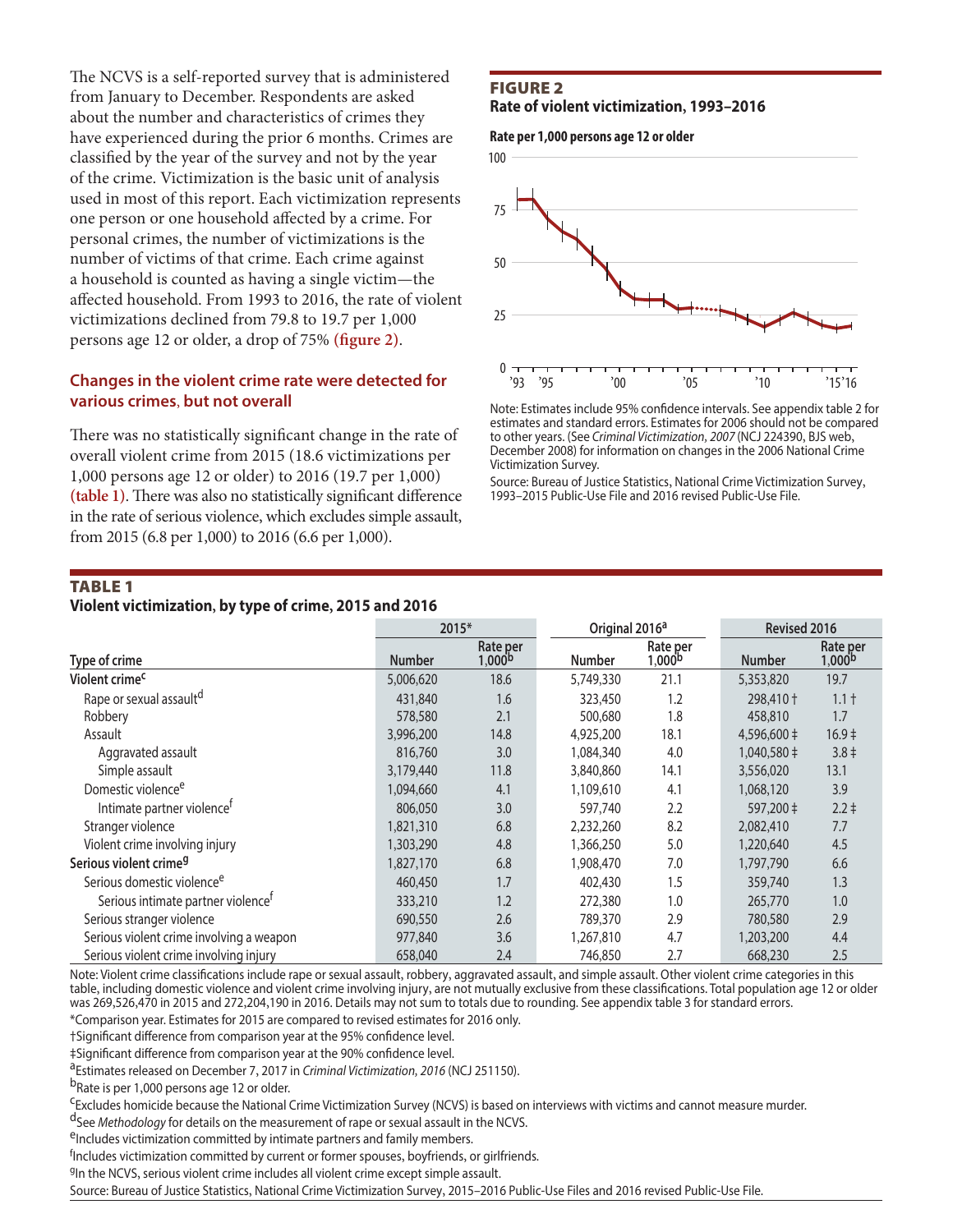The NCVS is a self-reported survey that is administered from January to December. Respondents are asked about the number and characteristics of crimes they have experienced during the prior 6 months. Crimes are classified by the year of the survey and not by the year of the crime. Victimization is the basic unit of analysis used in most of this report. Each victimization represents one person or one household affected by a crime. For personal crimes, the number of victimizations is the number of victims of that crime. Each crime against a household is counted as having a single victim—the affected household. From 1993 to 2016, the rate of violent victimizations declined from 79.8 to 19.7 per 1,000 persons age 12 or older, a drop of 75% **(figure 2)**.

### Changes in the violent crime rate were detected for various crimes, but not overall

There was no statistically significant change in the rate of overall violent crime from 2015 (18.6 victimizations per 1,000 persons age 12 or older) to 2016 (19.7 per 1,000) **(table 1)**. There was also no statistically significant difference in the rate of serious violence, which excludes simple assault, from 2015 (6.8 per 1,000) to 2016 (6.6 per 1,000).

**FIGURE 2**
**Rate of violent victimization, 1993–2016**

Note: Estimates include 95% confidence intervals. See appendix table 2 for estimates and standard errors. Estimates for 2006 should not be compared to other years. (See *Criminal Victimization, 2007* (NCJ 224390, BJS web, December 2008) for information on changes in the 2006 National Crime Victimization Survey.

Source: Bureau of Justice Statistics, National Crime Victimization Survey, 1993–2015 Public-Use File and 2016 revised Public-Use File.

**TABLE 1**
**Violent victimization, by type of crime, 2015 and 2016**

| | 2015* | | Original 2016[a] | | Revised 2016 | |
|---|---|---|---|---|---|---|
| Type of crime | Number | Rate per 1,000[b] | Number | Rate per 1,000[b] | Number | Rate per 1,000[b] |
| **Violent crime**[c] | 5,006,620 | 18.6 | 5,749,330 | 21.1 | 5,353,820 | 19.7 |
| Rape or sexual assault[d] | 431,840 | 1.6 | 323,450 | 1.2 | 298,410 † | 1.1 † |
| Robbery | 578,580 | 2.1 | 500,680 | 1.8 | 458,810 | 1.7 |
| Assault | 3,996,200 | 14.8 | 4,925,200 | 18.1 | 4,596,600 ‡ | 16.9 ‡ |
| Aggravated assault | 816,760 | 3.0 | 1,084,340 | 4.0 | 1,040,580 ‡ | 3.8 ‡ |
| Simple assault | 3,179,440 | 11.8 | 3,840,860 | 14.1 | 3,556,020 | 13.1 |
| Domestic violence[e] | 1,094,660 | 4.1 | 1,109,610 | 4.1 | 1,068,120 | 3.9 |
| Intimate partner violence[f] | 806,050 | 3.0 | 597,740 | 2.2 | 597,200 ‡ | 2.2 ‡ |
| Stranger violence | 1,821,310 | 6.8 | 2,232,260 | 8.2 | 2,082,410 | 7.7 |
| Violent crime involving injury | 1,303,290 | 4.8 | 1,366,250 | 5.0 | 1,220,640 | 4.5 |
| **Serious violent crime**[g] | 1,827,170 | 6.8 | 1,908,470 | 7.0 | 1,797,790 | 6.6 |
| Serious domestic violence[e] | 460,450 | 1.7 | 402,430 | 1.5 | 359,740 | 1.3 |
| Serious intimate partner violence[f] | 333,210 | 1.2 | 272,380 | 1.0 | 265,770 | 1.0 |
| Serious stranger violence | 690,550 | 2.6 | 789,370 | 2.9 | 780,580 | 2.9 |
| Serious violent crime involving a weapon | 977,840 | 3.6 | 1,267,810 | 4.7 | 1,203,200 | 4.4 |
| Serious violent crime involving injury | 658,040 | 2.4 | 746,850 | 2.7 | 668,230 | 2.5 |

Note: Violent crime classifications include rape or sexual assault, robbery, aggravated assault, and simple assault. Other violent crime categories in this table, including domestic violence and violent crime involving injury, are not mutually exclusive from these classifications. Total population age 12 or older was 269,526,470 in 2015 and 272,204,190 in 2016. Details may not sum to totals due to rounding. See appendix table 3 for standard errors.

*Comparison year. Estimates for 2015 are compared to revised estimates for 2016 only.

†Significant difference from comparison year at the 95% confidence level.

‡Significant difference from comparison year at the 90% confidence level.

[a]Estimates released on December 7, 2017 in *Criminal Victimization, 2016* (NCJ 251150).

[b]Rate is per 1,000 persons age 12 or older.

[c]Excludes homicide because the National Crime Victimization Survey (NCVS) is based on interviews with victims and cannot measure murder.

[d]See *Methodology* for details on the measurement of rape or sexual assault in the NCVS.

[e]Includes victimization committed by intimate partners and family members.

[f]Includes victimization committed by current or former spouses, boyfriends, or girlfriends.

[g]In the NCVS, serious violent crime includes all violent crime except simple assault.

Source: Bureau of Justice Statistics, National Crime Victimization Survey, 2015–2016 Public-Use Files and 2016 revised Public-Use File.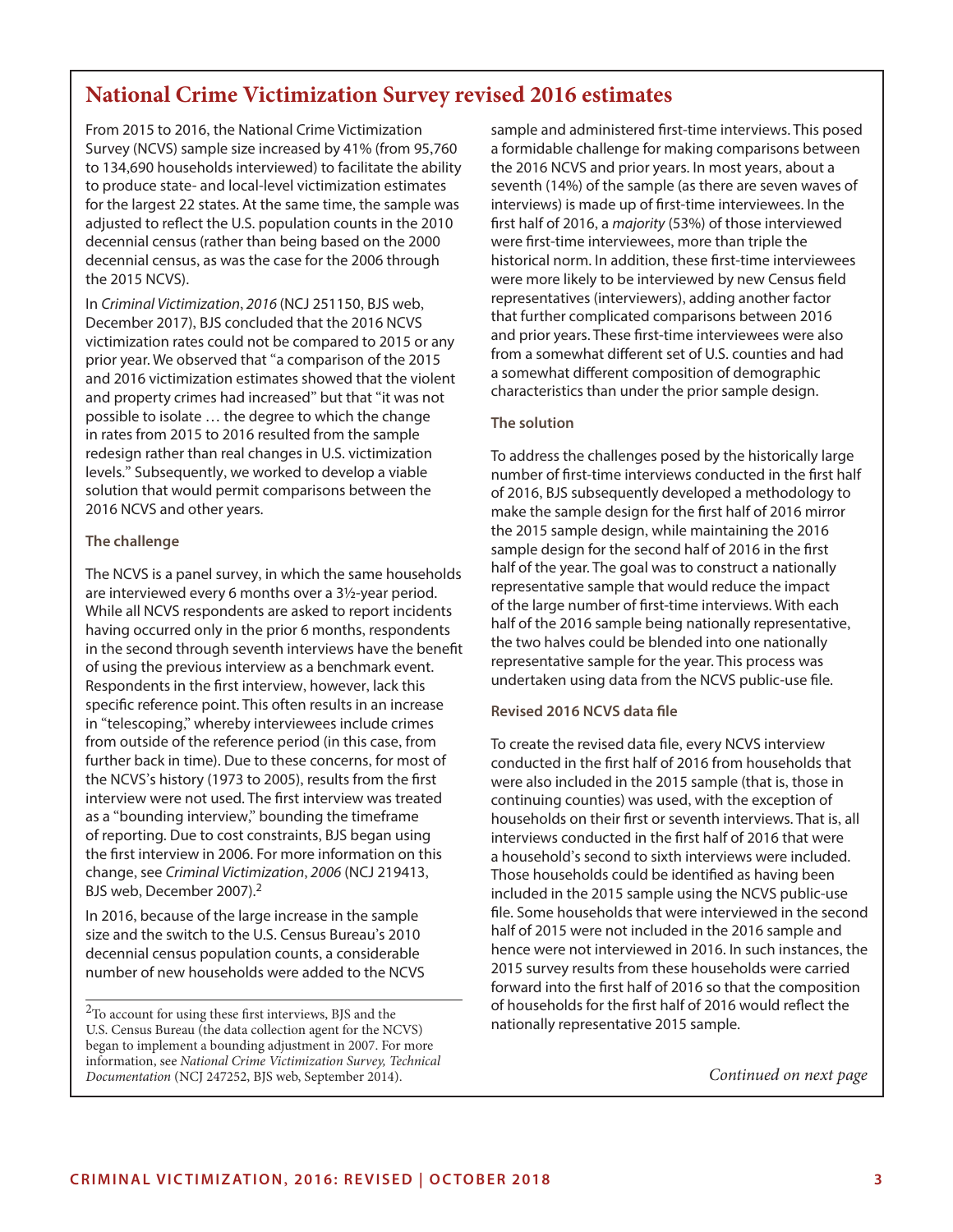## National Crime Victimization Survey revised 2016 estimates

From 2015 to 2016, the National Crime Victimization Survey (NCVS) sample size increased by 41% (from 95,760 to 134,690 households interviewed) to facilitate the ability to produce state- and local-level victimization estimates for the largest 22 states. At the same time, the sample was adjusted to reflect the U.S. population counts in the 2010 decennial census (rather than being based on the 2000 decennial census, as was the case for the 2006 through the 2015 NCVS).

In *Criminal Victimization*, *2016* (NCJ 251150, BJS web, December 2017), BJS concluded that the 2016 NCVS victimization rates could not be compared to 2015 or any prior year. We observed that "a comparison of the 2015 and 2016 victimization estimates showed that the violent and property crimes had increased" but that "it was not possible to isolate … the degree to which the change in rates from 2015 to 2016 resulted from the sample redesign rather than real changes in U.S. victimization levels." Subsequently, we worked to develop a viable solution that would permit comparisons between the 2016 NCVS and other years.

### The challenge

The NCVS is a panel survey, in which the same households are interviewed every 6 months over a 3½-year period. While all NCVS respondents are asked to report incidents having occurred only in the prior 6 months, respondents in the second through seventh interviews have the benefit of using the previous interview as a benchmark event. Respondents in the first interview, however, lack this specific reference point. This often results in an increase in "telescoping," whereby interviewees include crimes from outside of the reference period (in this case, from further back in time). Due to these concerns, for most of the NCVS's history (1973 to 2005), results from the first interview were not used. The first interview was treated as a "bounding interview," bounding the timeframe of reporting. Due to cost constraints, BJS began using the first interview in 2006. For more information on this change, see *Criminal Victimization*, *2006* (NCJ 219413, BJS web, December 2007).[2]

In 2016, because of the large increase in the sample size and the switch to the U.S. Census Bureau's 2010 decennial census population counts, a considerable number of new households were added to the NCVS sample and administered first-time interviews. This posed a formidable challenge for making comparisons between the 2016 NCVS and prior years. In most years, about a seventh (14%) of the sample (as there are seven waves of interviews) is made up of first-time interviewees. In the first half of 2016, a *majority* (53%) of those interviewed were first-time interviewees, more than triple the historical norm. In addition, these first-time interviewees were more likely to be interviewed by new Census field representatives (interviewers), adding another factor that further complicated comparisons between 2016 and prior years. These first-time interviewees were also from a somewhat different set of U.S. counties and had a somewhat different composition of demographic characteristics than under the prior sample design.

### The solution

To address the challenges posed by the historically large number of first-time interviews conducted in the first half of 2016, BJS subsequently developed a methodology to make the sample design for the first half of 2016 mirror the 2015 sample design, while maintaining the 2016 sample design for the second half of 2016 in the first half of the year. The goal was to construct a nationally representative sample that would reduce the impact of the large number of first-time interviews. With each half of the 2016 sample being nationally representative, the two halves could be blended into one nationally representative sample for the year. This process was undertaken using data from the NCVS public-use file.

### Revised 2016 NCVS data file

To create the revised data file, every NCVS interview conducted in the first half of 2016 from households that were also included in the 2015 sample (that is, those in continuing counties) was used, with the exception of households on their first or seventh interviews. That is, all interviews conducted in the first half of 2016 that were a household's second to sixth interviews were included. Those households could be identified as having been included in the 2015 sample using the NCVS public-use file. Some households that were interviewed in the second half of 2015 were not included in the 2016 sample and hence were not interviewed in 2016. In such instances, the 2015 survey results from these households were carried forward into the first half of 2016 so that the composition of households for the first half of 2016 would reflect the nationally representative 2015 sample.

*Continued on next page*

---

[2] To account for using these first interviews, BJS and the U.S. Census Bureau (the data collection agent for the NCVS) began to implement a bounding adjustment in 2007. For more information, see *National Crime Victimization Survey, Technical Documentation* (NCJ 247252, BJS web, September 2014).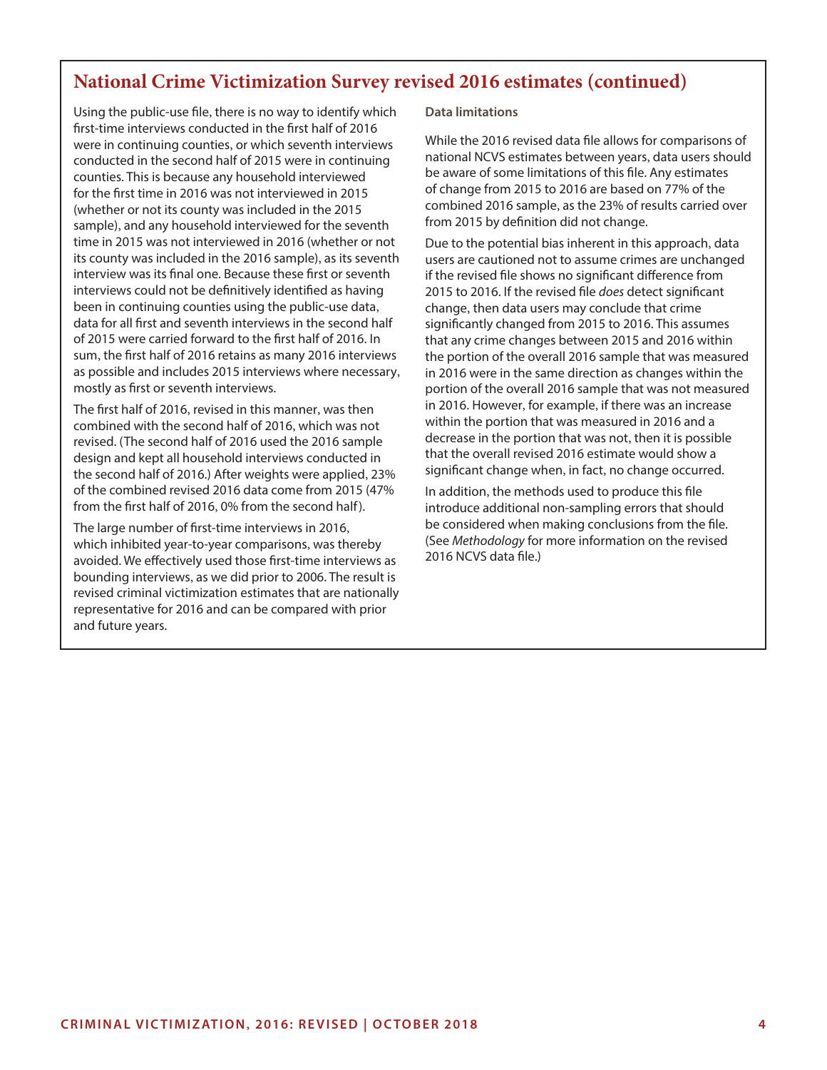## National Crime Victimization Survey revised 2016 estimates (continued)

Using the public-use file, there is no way to identify which first-time interviews conducted in the first half of 2016 were in continuing counties, or which seventh interviews conducted in the second half of 2015 were in continuing counties. This is because any household interviewed for the first time in 2016 was not interviewed in 2015 (whether or not its county was included in the 2015 sample), and any household interviewed for the seventh time in 2015 was not interviewed in 2016 (whether or not its county was included in the 2016 sample), as its seventh interview was its final one. Because these first or seventh interviews could not be definitively identified as having been in continuing counties using the public-use data, data for all first and seventh interviews in the second half of 2015 were carried forward to the first half of 2016. In sum, the first half of 2016 retains as many 2016 interviews as possible and includes 2015 interviews where necessary, mostly as first or seventh interviews.

The first half of 2016, revised in this manner, was then combined with the second half of 2016, which was not revised. (The second half of 2016 used the 2016 sample design and kept all household interviews conducted in the second half of 2016.) After weights were applied, 23% of the combined revised 2016 data come from 2015 (47% from the first half of 2016, 0% from the second half).

The large number of first-time interviews in 2016, which inhibited year-to-year comparisons, was thereby avoided. We effectively used those first-time interviews as bounding interviews, as we did prior to 2006. The result is revised criminal victimization estimates that are nationally representative for 2016 and can be compared with prior and future years.

### Data limitations

While the 2016 revised data file allows for comparisons of national NCVS estimates between years, data users should be aware of some limitations of this file. Any estimates of change from 2015 to 2016 are based on 77% of the combined 2016 sample, as the 23% of results carried over from 2015 by definition did not change.

Due to the potential bias inherent in this approach, data users are cautioned not to assume crimes are unchanged if the revised file shows no significant difference from 2015 to 2016. If the revised file *does* detect significant change, then data users may conclude that crime significantly changed from 2015 to 2016. This assumes that any crime changes between 2015 and 2016 within the portion of the overall 2016 sample that was measured in 2016 were in the same direction as changes within the portion of the overall 2016 sample that was not measured in 2016. However, for example, if there was an increase within the portion that was measured in 2016 and a decrease in the portion that was not, then it is possible that the overall revised 2016 estimate would show a significant change when, in fact, no change occurred.

In addition, the methods used to produce this file introduce additional non-sampling errors that should be considered when making conclusions from the file. (See *Methodology* for more information on the revised 2016 NCVS data file.)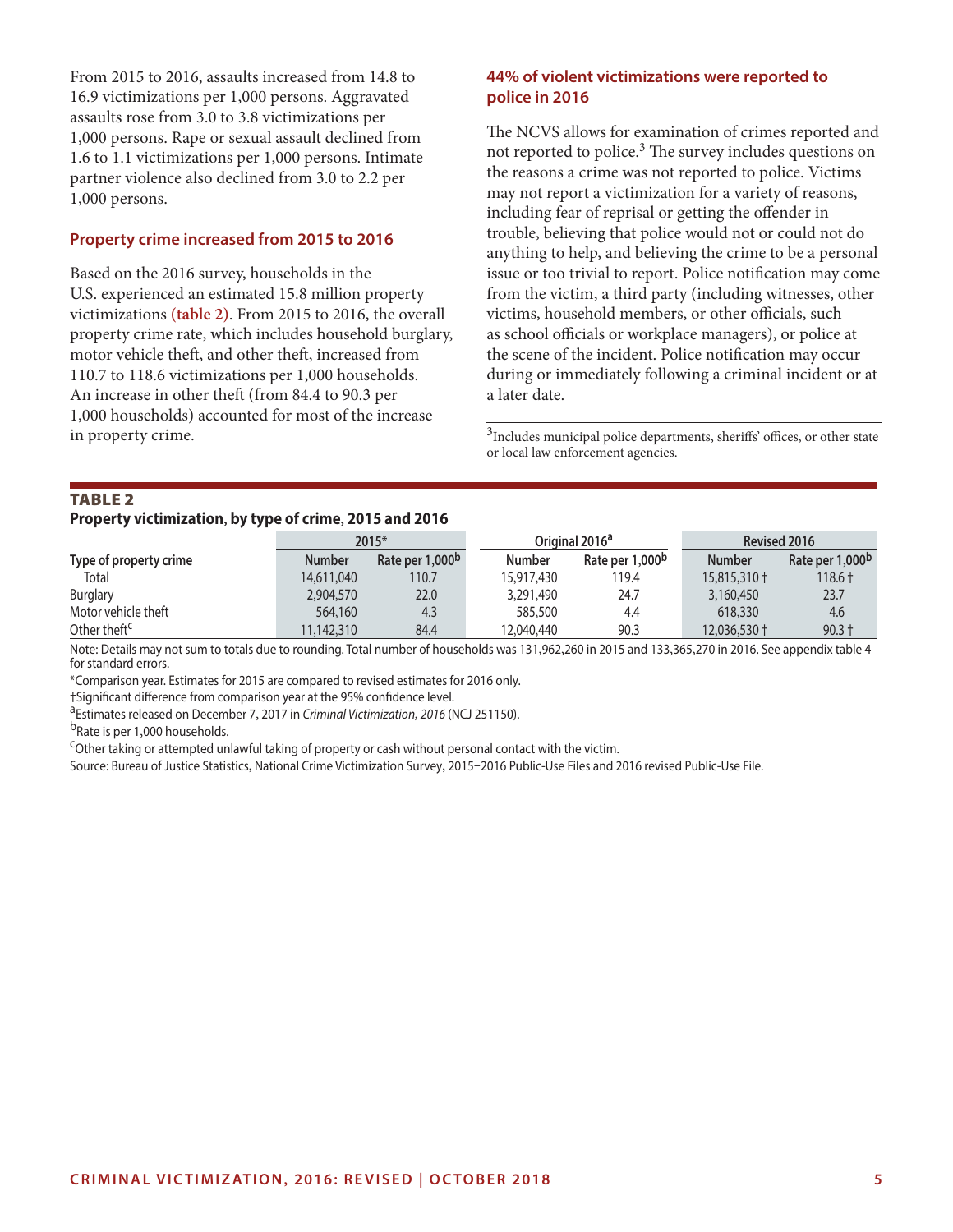From 2015 to 2016, assaults increased from 14.8 to 16.9 victimizations per 1,000 persons. Aggravated assaults rose from 3.0 to 3.8 victimizations per 1,000 persons. Rape or sexual assault declined from 1.6 to 1.1 victimizations per 1,000 persons. Intimate partner violence also declined from 3.0 to 2.2 per 1,000 persons.

### Property crime increased from 2015 to 2016

Based on the 2016 survey, households in the U.S. experienced an estimated 15.8 million property victimizations **(table 2)**. From 2015 to 2016, the overall property crime rate, which includes household burglary, motor vehicle theft, and other theft, increased from 110.7 to 118.6 victimizations per 1,000 households. An increase in other theft (from 84.4 to 90.3 per 1,000 households) accounted for most of the increase in property crime.

### 44% of violent victimizations were reported to police in 2016

The NCVS allows for examination of crimes reported and not reported to police.[3] The survey includes questions on the reasons a crime was not reported to police. Victims may not report a victimization for a variety of reasons, including fear of reprisal or getting the offender in trouble, believing that police would not or could not do anything to help, and believing the crime to be a personal issue or too trivial to report. Police notification may come from the victim, a third party (including witnesses, other victims, household members, or other officials, such as school officials or workplace managers), or police at the scene of the incident. Police notification may occur during or immediately following a criminal incident or at a later date.

[3]Includes municipal police departments, sheriffs' offices, or other state or local law enforcement agencies.

**TABLE 2**
**Property victimization, by type of crime, 2015 and 2016**

| Type of property crime | 2015* | | Original 2016[a] | | Revised 2016 | |
|---|---|---|---|---|---|---|
| | Number | Rate per 1,000[b] | Number | Rate per 1,000[b] | Number | Rate per 1,000[b] |
| Total | 14,611,040 | 110.7 | 15,917,430 | 119.4 | 15,815,310 † | 118.6 † |
| Burglary | 2,904,570 | 22.0 | 3,291,490 | 24.7 | 3,160,450 | 23.7 |
| Motor vehicle theft | 564,160 | 4.3 | 585,500 | 4.4 | 618,330 | 4.6 |
| Other theft[c] | 11,142,310 | 84.4 | 12,040,440 | 90.3 | 12,036,530 † | 90.3 † |

Note: Details may not sum to totals due to rounding. Total number of households was 131,962,260 in 2015 and 133,365,270 in 2016. See appendix table 4 for standard errors.

*Comparison year. Estimates for 2015 are compared to revised estimates for 2016 only.

†Significant difference from comparison year at the 95% confidence level.

[a]Estimates released on December 7, 2017 in *Criminal Victimization, 2016* (NCJ 251150).

[b]Rate is per 1,000 households.

[c]Other taking or attempted unlawful taking of property or cash without personal contact with the victim.

Source: Bureau of Justice Statistics, National Crime Victimization Survey, 2015–2016 Public-Use Files and 2016 revised Public-Use File.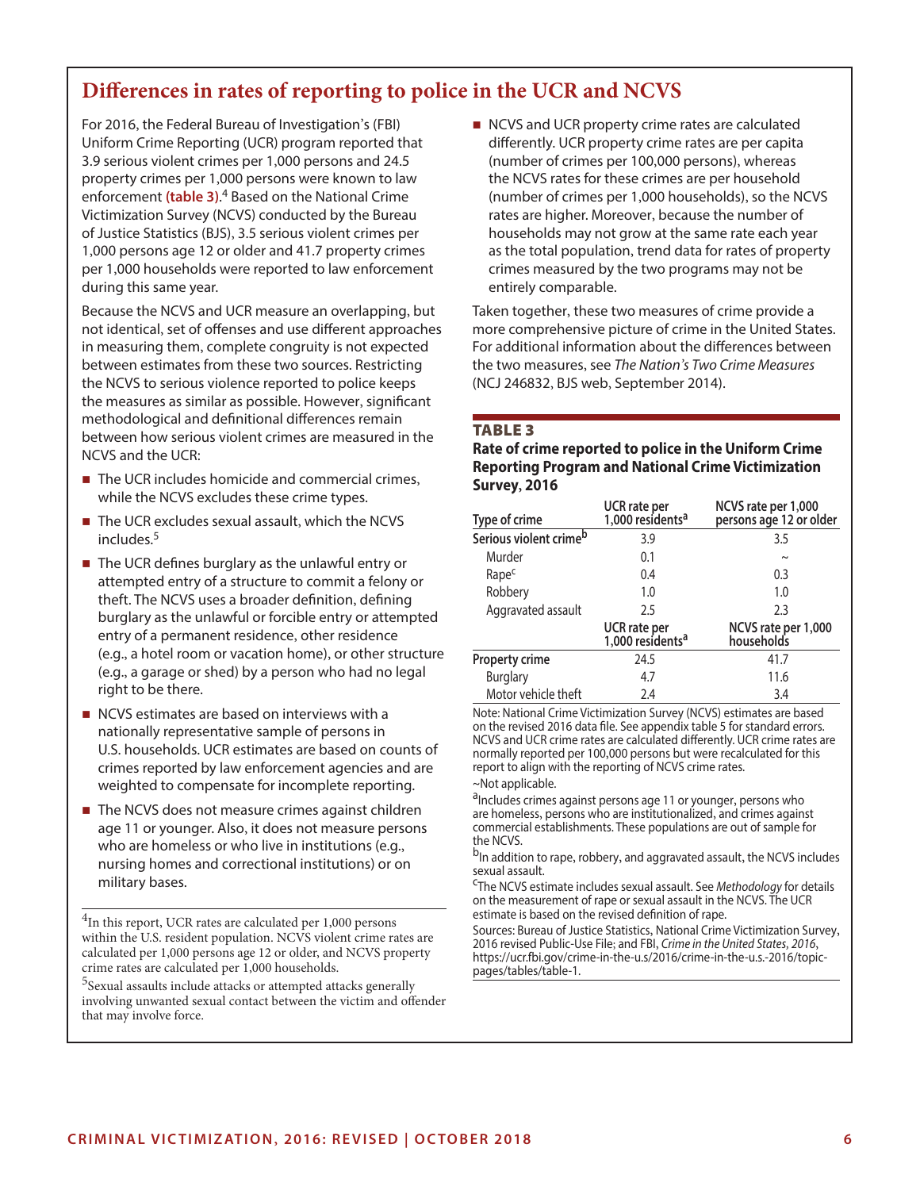## Differences in rates of reporting to police in the UCR and NCVS

For 2016, the Federal Bureau of Investigation's (FBI) Uniform Crime Reporting (UCR) program reported that 3.9 serious violent crimes per 1,000 persons and 24.5 property crimes per 1,000 persons were known to law enforcement **(table 3)**.[4] Based on the National Crime Victimization Survey (NCVS) conducted by the Bureau of Justice Statistics (BJS), 3.5 serious violent crimes per 1,000 persons age 12 or older and 41.7 property crimes per 1,000 households were reported to law enforcement during this same year.

Because the NCVS and UCR measure an overlapping, but not identical, set of offenses and use different approaches in measuring them, complete congruity is not expected between estimates from these two sources. Restricting the NCVS to serious violence reported to police keeps the measures as similar as possible. However, significant methodological and definitional differences remain between how serious violent crimes are measured in the NCVS and the UCR:

- The UCR includes homicide and commercial crimes, while the NCVS excludes these crime types.
- The UCR excludes sexual assault, which the NCVS includes.[5]
- The UCR defines burglary as the unlawful entry or attempted entry of a structure to commit a felony or theft. The NCVS uses a broader definition, defining burglary as the unlawful or forcible entry or attempted entry of a permanent residence, other residence (e.g., a hotel room or vacation home), or other structure (e.g., a garage or shed) by a person who had no legal right to be there.
- NCVS estimates are based on interviews with a nationally representative sample of persons in U.S. households. UCR estimates are based on counts of crimes reported by law enforcement agencies and are weighted to compensate for incomplete reporting.
- The NCVS does not measure crimes against children age 11 or younger. Also, it does not measure persons who are homeless or who live in institutions (e.g., nursing homes and correctional institutions) or on military bases.
- NCVS and UCR property crime rates are calculated differently. UCR property crime rates are per capita (number of crimes per 100,000 persons), whereas the NCVS rates for these crimes are per household (number of crimes per 1,000 households), so the NCVS rates are higher. Moreover, because the number of households may not grow at the same rate each year as the total population, trend data for rates of property crimes measured by the two programs may not be entirely comparable.

Taken together, these two measures of crime provide a more comprehensive picture of crime in the United States. For additional information about the differences between the two measures, see *The Nation's Two Crime Measures* (NCJ 246832, BJS web, September 2014).

[4]In this report, UCR rates are calculated per 1,000 persons within the U.S. resident population. NCVS violent crime rates are calculated per 1,000 persons age 12 or older, and NCVS property crime rates are calculated per 1,000 households.

[5]Sexual assaults include attacks or attempted attacks generally involving unwanted sexual contact between the victim and offender that may involve force.

**TABLE 3**
**Rate of crime reported to police in the Uniform Crime Reporting Program and National Crime Victimization Survey, 2016**

| Type of crime | UCR rate per 1,000 residents[a] | NCVS rate per 1,000 persons age 12 or older |
|---|---|---|
| Serious violent crime[b] | 3.9 | 3.5 |
| Murder | 0.1 | ~ |
| Rape[c] | 0.4 | 0.3 |
| Robbery | 1.0 | 1.0 |
| Aggravated assault | 2.5 | 2.3 |
| | **UCR rate per 1,000 residents[a]** | **NCVS rate per 1,000 households** |
| Property crime | 24.5 | 41.7 |
| Burglary | 4.7 | 11.6 |
| Motor vehicle theft | 2.4 | 3.4 |

Note: National Crime Victimization Survey (NCVS) estimates are based on the revised 2016 data file. See appendix table 5 for standard errors. NCVS and UCR crime rates are calculated differently. UCR crime rates are normally reported per 100,000 persons but were recalculated for this report to align with the reporting of NCVS crime rates.

~Not applicable.

[a]Includes crimes against persons age 11 or younger, persons who are homeless, persons who are institutionalized, and crimes against commercial establishments. These populations are out of sample for the NCVS.

[b]In addition to rape, robbery, and aggravated assault, the NCVS includes sexual assault.

[c]The NCVS estimate includes sexual assault. See *Methodology* for details on the measurement of rape or sexual assault in the NCVS. The UCR estimate is based on the revised definition of rape.

Sources: Bureau of Justice Statistics, National Crime Victimization Survey, 2016 revised Public-Use File; and FBI, *Crime in the United States, 2016*, https://ucr.fbi.gov/crime-in-the-u.s/2016/crime-in-the-u.s.-2016/topic-pages/tables/table-1.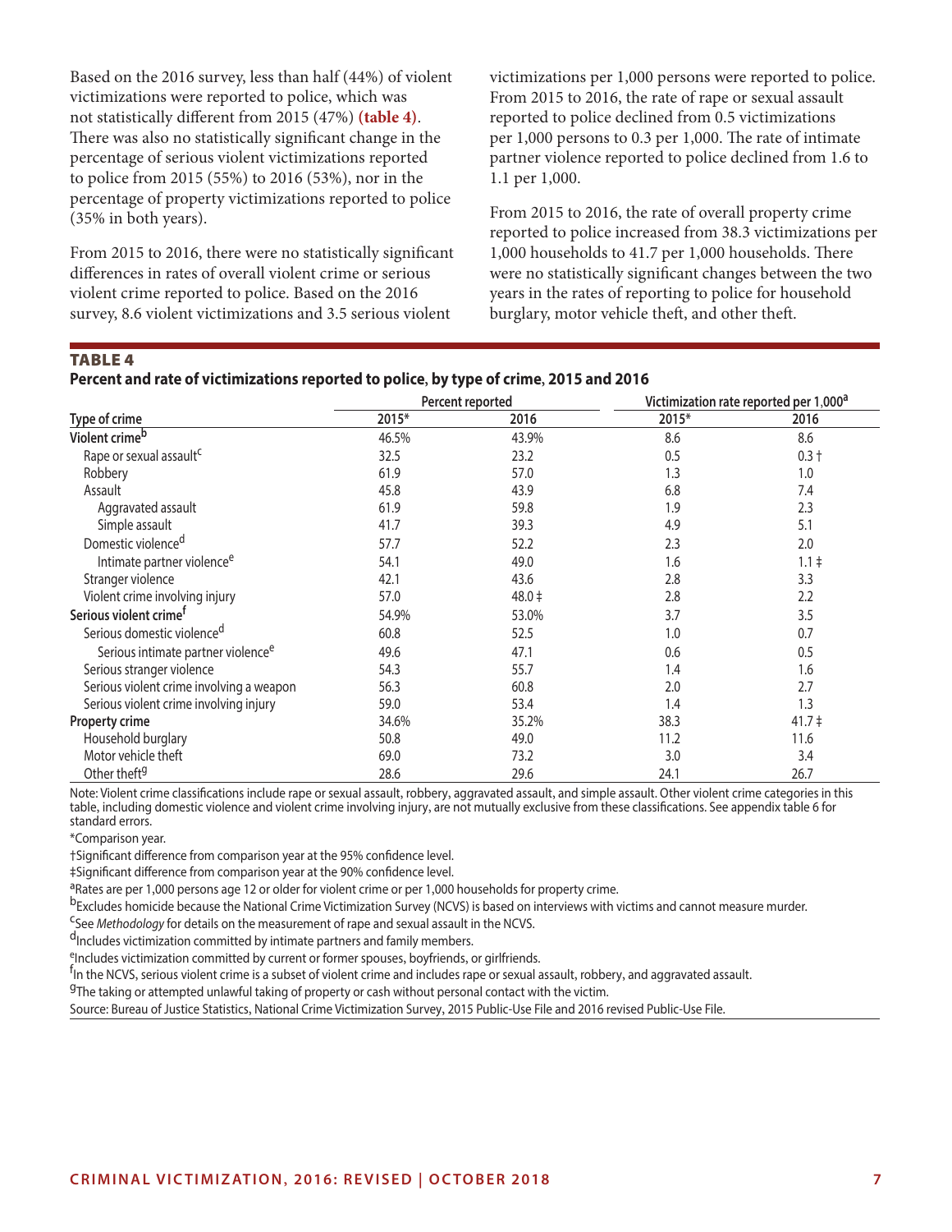Based on the 2016 survey, less than half (44%) of violent victimizations were reported to police, which was not statistically different from 2015 (47%) **(table 4)**. There was also no statistically significant change in the percentage of serious violent victimizations reported to police from 2015 (55%) to 2016 (53%), nor in the percentage of property victimizations reported to police (35% in both years).

From 2015 to 2016, there were no statistically significant differences in rates of overall violent crime or serious violent crime reported to police. Based on the 2016 survey, 8.6 violent victimizations and 3.5 serious violent victimizations per 1,000 persons were reported to police. From 2015 to 2016, the rate of rape or sexual assault reported to police declined from 0.5 victimizations per 1,000 persons to 0.3 per 1,000. The rate of intimate partner violence reported to police declined from 1.6 to 1.1 per 1,000.

From 2015 to 2016, the rate of overall property crime reported to police increased from 38.3 victimizations per 1,000 households to 41.7 per 1,000 households. There were no statistically significant changes between the two years in the rates of reporting to police for household burglary, motor vehicle theft, and other theft.

**TABLE 4**
**Percent and rate of victimizations reported to police, by type of crime, 2015 and 2016**

| Type of crime | Percent reported | | Victimization rate reported per 1,000[a] | |
|---|---|---|---|---|
| | 2015* | 2016 | 2015* | 2016 |
| **Violent crime[b]** | 46.5% | 43.9% | 8.6 | 8.6 |
| Rape or sexual assault[c] | 32.5 | 23.2 | 0.5 | 0.3 † |
| Robbery | 61.9 | 57.0 | 1.3 | 1.0 |
| Assault | 45.8 | 43.9 | 6.8 | 7.4 |
| Aggravated assault | 61.9 | 59.8 | 1.9 | 2.3 |
| Simple assault | 41.7 | 39.3 | 4.9 | 5.1 |
| Domestic violence[d] | 57.7 | 52.2 | 2.3 | 2.0 |
| Intimate partner violence[e] | 54.1 | 49.0 | 1.6 | 1.1 ‡ |
| Stranger violence | 42.1 | 43.6 | 2.8 | 3.3 |
| Violent crime involving injury | 57.0 | 48.0 ‡ | 2.8 | 2.2 |
| **Serious violent crime[f]** | 54.9% | 53.0% | 3.7 | 3.5 |
| Serious domestic violence[d] | 60.8 | 52.5 | 1.0 | 0.7 |
| Serious intimate partner violence[e] | 49.6 | 47.1 | 0.6 | 0.5 |
| Serious stranger violence | 54.3 | 55.7 | 1.4 | 1.6 |
| Serious violent crime involving a weapon | 56.3 | 60.8 | 2.0 | 2.7 |
| Serious violent crime involving injury | 59.0 | 53.4 | 1.4 | 1.3 |
| **Property crime** | 34.6% | 35.2% | 38.3 | 41.7 ‡ |
| Household burglary | 50.8 | 49.0 | 11.2 | 11.6 |
| Motor vehicle theft | 69.0 | 73.2 | 3.0 | 3.4 |
| Other theft[g] | 28.6 | 29.6 | 24.1 | 26.7 |

Note: Violent crime classifications include rape or sexual assault, robbery, aggravated assault, and simple assault. Other violent crime categories in this table, including domestic violence and violent crime involving injury, are not mutually exclusive from these classifications. See appendix table 6 for standard errors.

*Comparison year.

†Significant difference from comparison year at the 95% confidence level.

‡Significant difference from comparison year at the 90% confidence level.

[a]Rates are per 1,000 persons age 12 or older for violent crime or per 1,000 households for property crime.

[b]Excludes homicide because the National Crime Victimization Survey (NCVS) is based on interviews with victims and cannot measure murder.

[c]See *Methodology* for details on the measurement of rape and sexual assault in the NCVS.

[d]Includes victimization committed by intimate partners and family members.

[e]Includes victimization committed by current or former spouses, boyfriends, or girlfriends.

[f]In the NCVS, serious violent crime is a subset of violent crime and includes rape or sexual assault, robbery, and aggravated assault.

[g]The taking or attempted unlawful taking of property or cash without personal contact with the victim.

Source: Bureau of Justice Statistics, National Crime Victimization Survey, 2015 Public-Use File and 2016 revised Public-Use File.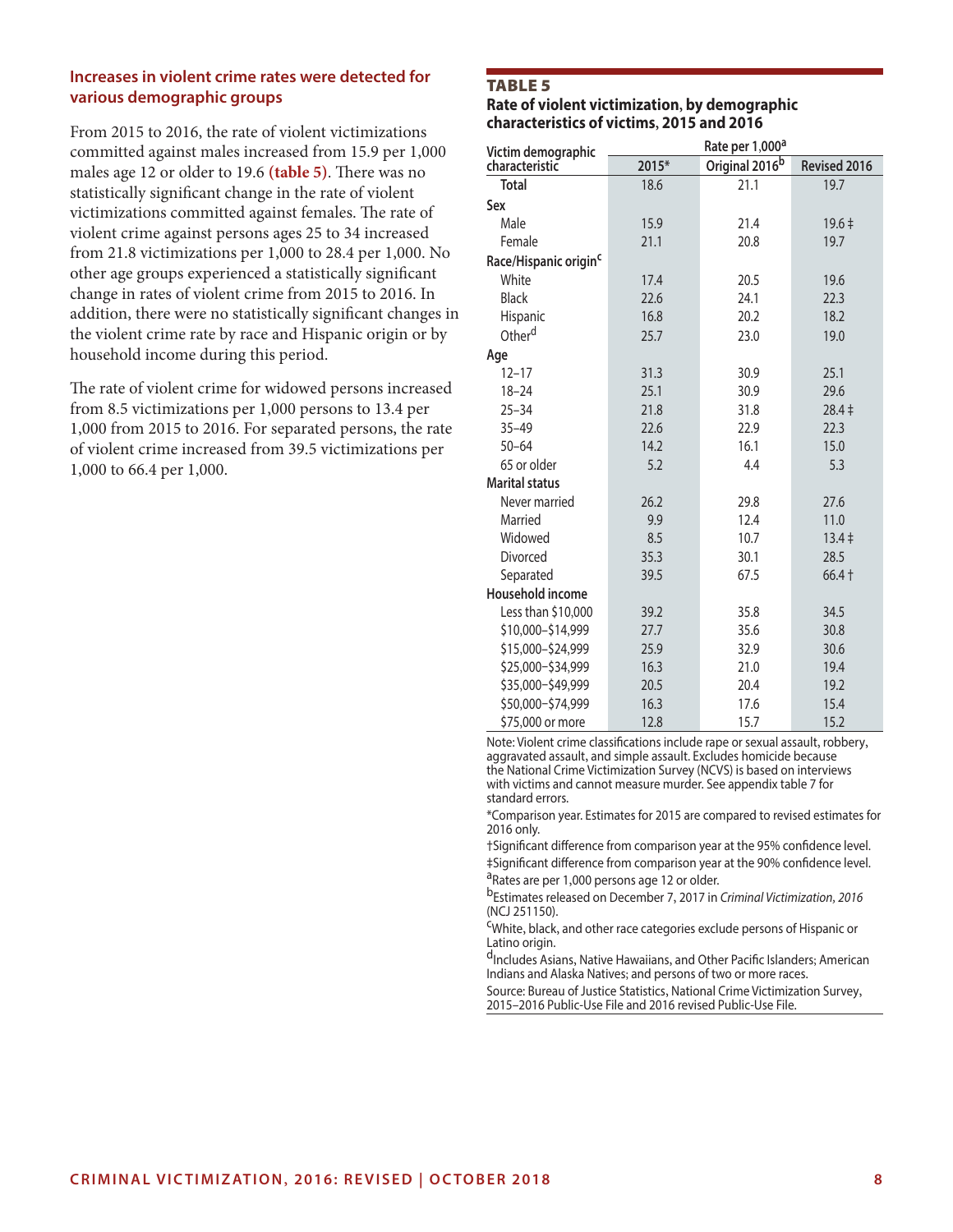### Increases in violent crime rates were detected for various demographic groups

From 2015 to 2016, the rate of violent victimizations committed against males increased from 15.9 per 1,000 males age 12 or older to 19.6 **(table 5)**. There was no statistically significant change in the rate of violent victimizations committed against females. The rate of violent crime against persons ages 25 to 34 increased from 21.8 victimizations per 1,000 to 28.4 per 1,000. No other age groups experienced a statistically significant change in rates of violent crime from 2015 to 2016. In addition, there were no statistically significant changes in the violent crime rate by race and Hispanic origin or by household income during this period.

The rate of violent crime for widowed persons increased from 8.5 victimizations per 1,000 persons to 13.4 per 1,000 from 2015 to 2016. For separated persons, the rate of violent crime increased from 39.5 victimizations per 1,000 to 66.4 per 1,000.

**TABLE 5**
**Rate of violent victimization, by demographic characteristics of victims, 2015 and 2016**

| Victim demographic characteristic | Rate per 1,000[a] | | |
|---|---|---|---|
| | 2015* | Original 2016[b] | Revised 2016 |
| **Total** | 18.6 | 21.1 | 19.7 |
| **Sex** | | | |
| Male | 15.9 | 21.4 | 19.6 ‡ |
| Female | 21.1 | 20.8 | 19.7 |
| **Race/Hispanic origin[c]** | | | |
| White | 17.4 | 20.5 | 19.6 |
| Black | 22.6 | 24.1 | 22.3 |
| Hispanic | 16.8 | 20.2 | 18.2 |
| Other[d] | 25.7 | 23.0 | 19.0 |
| **Age** | | | |
| 12–17 | 31.3 | 30.9 | 25.1 |
| 18–24 | 25.1 | 30.9 | 29.6 |
| 25–34 | 21.8 | 31.8 | 28.4 ‡ |
| 35–49 | 22.6 | 22.9 | 22.3 |
| 50–64 | 14.2 | 16.1 | 15.0 |
| 65 or older | 5.2 | 4.4 | 5.3 |
| **Marital status** | | | |
| Never married | 26.2 | 29.8 | 27.6 |
| Married | 9.9 | 12.4 | 11.0 |
| Widowed | 8.5 | 10.7 | 13.4 ‡ |
| Divorced | 35.3 | 30.1 | 28.5 |
| Separated | 39.5 | 67.5 | 66.4 † |
| **Household income** | | | |
| Less than $10,000 | 39.2 | 35.8 | 34.5 |
| $10,000–$14,999 | 27.7 | 35.6 | 30.8 |
| $15,000–$24,999 | 25.9 | 32.9 | 30.6 |
| $25,000–$34,999 | 16.3 | 21.0 | 19.4 |
| $35,000–$49,999 | 20.5 | 20.4 | 19.2 |
| $50,000–$74,999 | 16.3 | 17.6 | 15.4 |
| $75,000 or more | 12.8 | 15.7 | 15.2 |

Note: Violent crime classifications include rape or sexual assault, robbery, aggravated assault, and simple assault. Excludes homicide because the National Crime Victimization Survey (NCVS) is based on interviews with victims and cannot measure murder. See appendix table 7 for standard errors.

*Comparison year. Estimates for 2015 are compared to revised estimates for 2016 only.

†Significant difference from comparison year at the 95% confidence level.

‡Significant difference from comparison year at the 90% confidence level.

[a]Rates are per 1,000 persons age 12 or older.

[b]Estimates released on December 7, 2017 in *Criminal Victimization, 2016* (NCJ 251150).

[c]White, black, and other race categories exclude persons of Hispanic or Latino origin.

[d]Includes Asians, Native Hawaiians, and Other Pacific Islanders; American Indians and Alaska Natives; and persons of two or more races.

Source: Bureau of Justice Statistics, National Crime Victimization Survey, 2015–2016 Public-Use File and 2016 revised Public-Use File.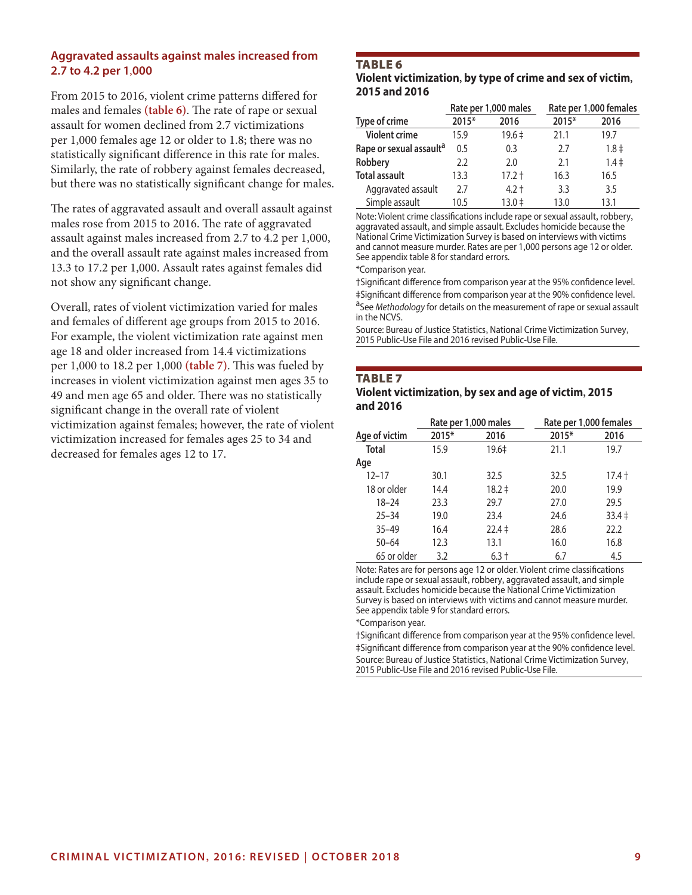### Aggravated assaults against males increased from 2.7 to 4.2 per 1,000

From 2015 to 2016, violent crime patterns differed for males and females **(table 6)**. The rate of rape or sexual assault for women declined from 2.7 victimizations per 1,000 females age 12 or older to 1.8; there was no statistically significant difference in this rate for males. Similarly, the rate of robbery against females decreased, but there was no statistically significant change for males.

The rates of aggravated assault and overall assault against males rose from 2015 to 2016. The rate of aggravated assault against males increased from 2.7 to 4.2 per 1,000, and the overall assault rate against males increased from 13.3 to 17.2 per 1,000. Assault rates against females did not show any significant change.

Overall, rates of violent victimization varied for males and females of different age groups from 2015 to 2016. For example, the violent victimization rate against men age 18 and older increased from 14.4 victimizations per 1,000 to 18.2 per 1,000 **(table 7)**. This was fueled by increases in violent victimization against men ages 35 to 49 and men age 65 and older. There was no statistically significant change in the overall rate of violent victimization against females; however, the rate of violent victimization increased for females ages 25 to 34 and decreased for females ages 12 to 17.

**TABLE 6**
**Violent victimization, by type of crime and sex of victim, 2015 and 2016**

| | Rate per 1,000 males | | Rate per 1,000 females | |
|---|---|---|---|---|
| **Type of crime** | **2015*** | **2016** | **2015*** | **2016** |
| **Violent crime** | 15.9 | 19.6 ‡ | 21.1 | 19.7 |
| **Rape or sexual assault[a]** | 0.5 | 0.3 | 2.7 | 1.8 ‡ |
| **Robbery** | 2.2 | 2.0 | 2.1 | 1.4 ‡ |
| **Total assault** | 13.3 | 17.2 † | 16.3 | 16.5 |
| Aggravated assault | 2.7 | 4.2 † | 3.3 | 3.5 |
| Simple assault | 10.5 | 13.0 ‡ | 13.0 | 13.1 |

Note: Violent crime classifications include rape or sexual assault, robbery, aggravated assault, and simple assault. Excludes homicide because the National Crime Victimization Survey is based on interviews with victims and cannot measure murder. Rates are per 1,000 persons age 12 or older. See appendix table 8 for standard errors.

*Comparison year.

†Significant difference from comparison year at the 95% confidence level.

‡Significant difference from comparison year at the 90% confidence level.

[a]See *Methodology* for details on the measurement of rape or sexual assault in the NCVS.

Source: Bureau of Justice Statistics, National Crime Victimization Survey, 2015 Public-Use File and 2016 revised Public-Use File.

**TABLE 7**
**Violent victimization, by sex and age of victim, 2015 and 2016**

| | Rate per 1,000 males | | Rate per 1,000 females | |
|---|---|---|---|---|
| **Age of victim** | **2015*** | **2016** | **2015*** | **2016** |
| **Total** | 15.9 | 19.6‡ | 21.1 | 19.7 |
| **Age** | | | | |
| 12–17 | 30.1 | 32.5 | 32.5 | 17.4 † |
| 18 or older | 14.4 | 18.2 ‡ | 20.0 | 19.9 |
| 18–24 | 23.3 | 29.7 | 27.0 | 29.5 |
| 25–34 | 19.0 | 23.4 | 24.6 | 33.4 ‡ |
| 35–49 | 16.4 | 22.4 ‡ | 28.6 | 22.2 |
| 50–64 | 12.3 | 13.1 | 16.0 | 16.8 |
| 65 or older | 3.2 | 6.3 † | 6.7 | 4.5 |

Note: Rates are for persons age 12 or older. Violent crime classifications include rape or sexual assault, robbery, aggravated assault, and simple assault. Excludes homicide because the National Crime Victimization Survey is based on interviews with victims and cannot measure murder. See appendix table 9 for standard errors.

*Comparison year.

†Significant difference from comparison year at the 95% confidence level.

‡Significant difference from comparison year at the 90% confidence level.

Source: Bureau of Justice Statistics, National Crime Victimization Survey, 2015 Public-Use File and 2016 revised Public-Use File.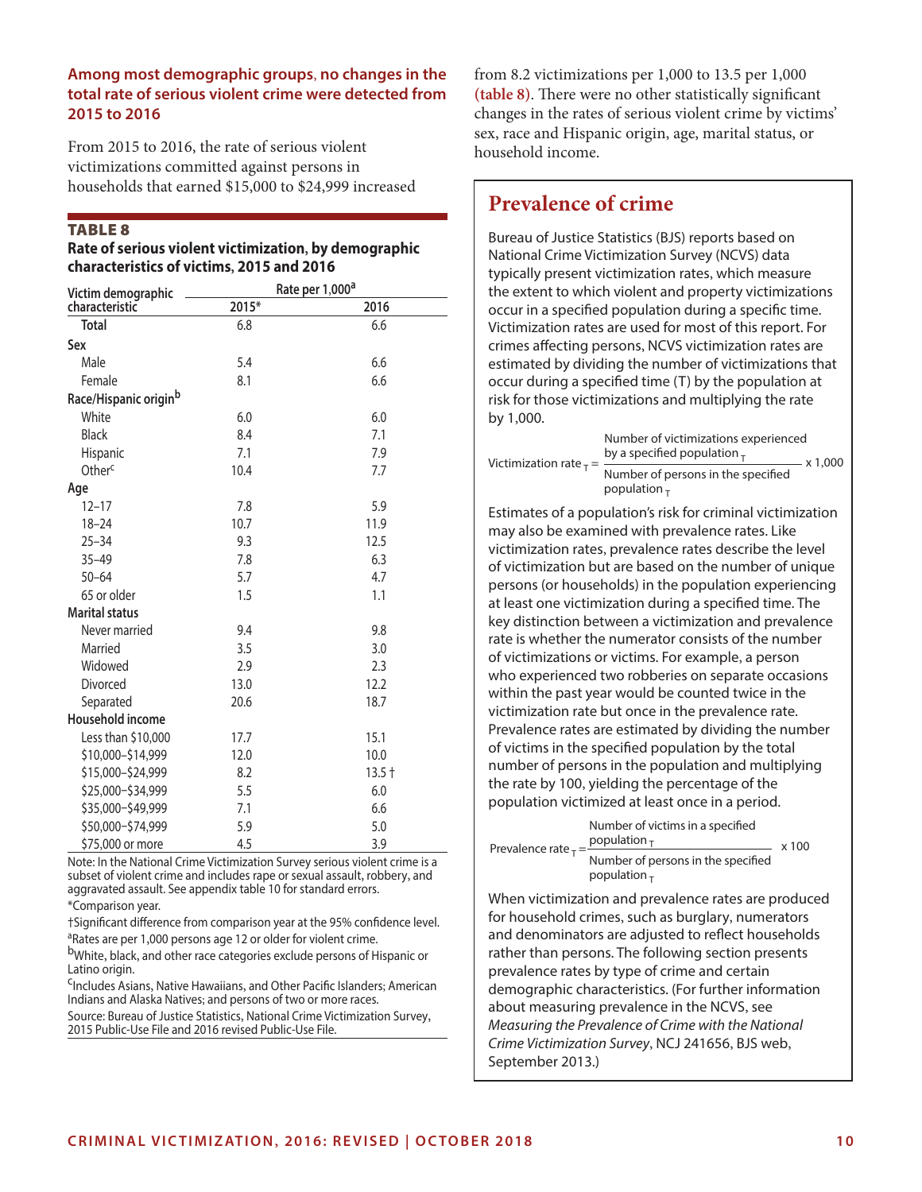**Among most demographic groups, no changes in the total rate of serious violent crime were detected from 2015 to 2016**

From 2015 to 2016, the rate of serious violent victimizations committed against persons in households that earned $15,000 to $24,999 increased from 8.2 victimizations per 1,000 to 13.5 per 1,000 (table 8). There were no other statistically significant changes in the rates of serious violent crime by victims' sex, race and Hispanic origin, age, marital status, or household income.

**TABLE 8**

**Rate of serious violent victimization, by demographic characteristics of victims, 2015 and 2016**

| Victim demographic characteristic | Rate per 1,000[a] | |
|---|---|---|
| | 2015* | 2016 |
| Total | 6.8 | 6.6 |
| **Sex** | | |
| Male | 5.4 | 6.6 |
| Female | 8.1 | 6.6 |
| **Race/Hispanic origin[b]** | | |
| White | 6.0 | 6.0 |
| Black | 8.4 | 7.1 |
| Hispanic | 7.1 | 7.9 |
| Other[c] | 10.4 | 7.7 |
| **Age** | | |
| 12–17 | 7.8 | 5.9 |
| 18–24 | 10.7 | 11.9 |
| 25–34 | 9.3 | 12.5 |
| 35–49 | 7.8 | 6.3 |
| 50–64 | 5.7 | 4.7 |
| 65 or older | 1.5 | 1.1 |
| **Marital status** | | |
| Never married | 9.4 | 9.8 |
| Married | 3.5 | 3.0 |
| Widowed | 2.9 | 2.3 |
| Divorced | 13.0 | 12.2 |
| Separated | 20.6 | 18.7 |
| **Household income** | | |
| Less than $10,000 | 17.7 | 15.1 |
| $10,000–$14,999 | 12.0 | 10.0 |
| $15,000–$24,999 | 8.2 | 13.5 † |
| $25,000–$34,999 | 5.5 | 6.0 |
| $35,000–$49,999 | 7.1 | 6.6 |
| $50,000–$74,999 | 5.9 | 5.0 |
| $75,000 or more | 4.5 | 3.9 |

Note: In the National Crime Victimization Survey serious violent crime is a subset of violent crime and includes rape or sexual assault, robbery, and aggravated assault. See appendix table 10 for standard errors.

*Comparison year.

†Significant difference from comparison year at the 95% confidence level.

[a]Rates are per 1,000 persons age 12 or older for violent crime.

[b]White, black, and other race categories exclude persons of Hispanic or Latino origin.

[c]Includes Asians, Native Hawaiians, and Other Pacific Islanders; American Indians and Alaska Natives; and persons of two or more races.

Source: Bureau of Justice Statistics, National Crime Victimization Survey, 2015 Public-Use File and 2016 revised Public-Use File.

## Prevalence of crime

Bureau of Justice Statistics (BJS) reports based on National Crime Victimization Survey (NCVS) data typically present victimization rates, which measure the extent to which violent and property victimizations occur in a specified population during a specific time. Victimization rates are used for most of this report. For crimes affecting persons, NCVS victimization rates are estimated by dividing the number of victimizations that occur during a specified time (T) by the population at risk for those victimizations and multiplying the rate by 1,000.

$$\text{Victimization rate}_T = \frac{\text{Number of victimizations experienced by a specified population}_T}{\text{Number of persons in the specified population}_T} \times 1{,}000$$

Estimates of a population's risk for criminal victimization may also be examined with prevalence rates. Like victimization rates, prevalence rates describe the level of victimization but are based on the number of unique persons (or households) in the population experiencing at least one victimization during a specified time. The key distinction between a victimization and prevalence rate is whether the numerator consists of the number of victimizations or victims. For example, a person who experienced two robberies on separate occasions within the past year would be counted twice in the victimization rate but once in the prevalence rate. Prevalence rates are estimated by dividing the number of victims in the specified population by the total number of persons in the population and multiplying the rate by 100, yielding the percentage of the population victimized at least once in a period.

$$\text{Prevalence rate}_T = \frac{\text{Number of victims in a specified population}_T}{\text{Number of persons in the specified population}_T} \times 100$$

When victimization and prevalence rates are produced for household crimes, such as burglary, numerators and denominators are adjusted to reflect households rather than persons. The following section presents prevalence rates by type of crime and certain demographic characteristics. (For further information about measuring prevalence in the NCVS, see *Measuring the Prevalence of Crime with the National Crime Victimization Survey*, NCJ 241656, BJS web, September 2013.)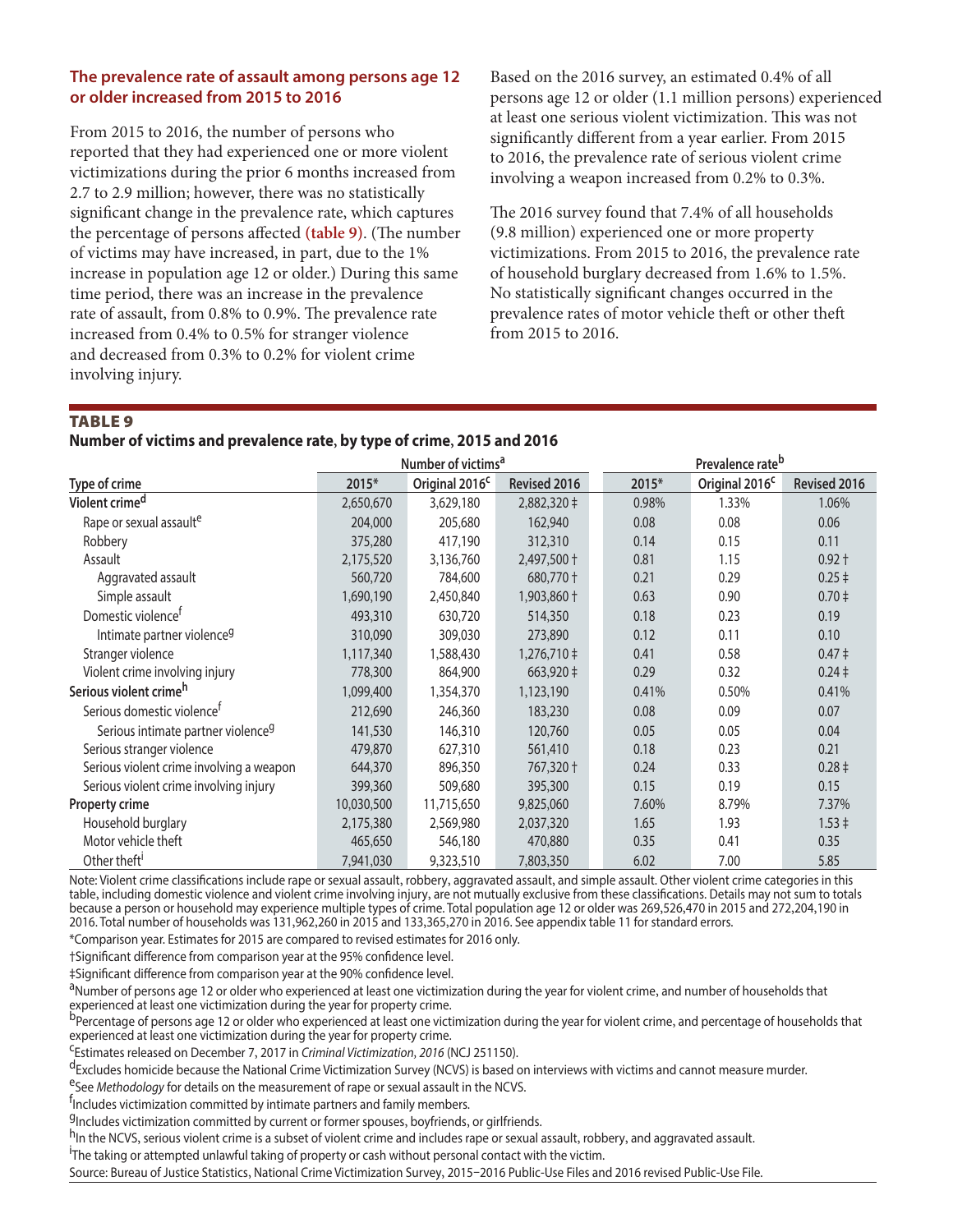### The prevalence rate of assault among persons age 12 or older increased from 2015 to 2016

From 2015 to 2016, the number of persons who reported that they had experienced one or more violent victimizations during the prior 6 months increased from 2.7 to 2.9 million; however, there was no statistically significant change in the prevalence rate, which captures the percentage of persons affected **(table 9)**. (The number of victims may have increased, in part, due to the 1% increase in population age 12 or older.) During this same time period, there was an increase in the prevalence rate of assault, from 0.8% to 0.9%. The prevalence rate increased from 0.4% to 0.5% for stranger violence and decreased from 0.3% to 0.2% for violent crime involving injury.

Based on the 2016 survey, an estimated 0.4% of all persons age 12 or older (1.1 million persons) experienced at least one serious violent victimization. This was not significantly different from a year earlier. From 2015 to 2016, the prevalence rate of serious violent crime involving a weapon increased from 0.2% to 0.3%.

The 2016 survey found that 7.4% of all households (9.8 million) experienced one or more property victimizations. From 2015 to 2016, the prevalence rate of household burglary decreased from 1.6% to 1.5%. No statistically significant changes occurred in the prevalence rates of motor vehicle theft or other theft from 2015 to 2016.

**TABLE 9**
**Number of victims and prevalence rate, by type of crime, 2015 and 2016**

| | Number of victims[a] | | | Prevalence rate[b] | | |
|---|---|---|---|---|---|---|
| Type of crime | 2015* | Original 2016[c] | Revised 2016 | 2015* | Original 2016[c] | Revised 2016 |
| **Violent crime[d]** | 2,650,670 | 3,629,180 | 2,882,320 ‡ | 0.98% | 1.33% | 1.06% |
| Rape or sexual assault[e] | 204,000 | 205,680 | 162,940 | 0.08 | 0.08 | 0.06 |
| Robbery | 375,280 | 417,190 | 312,310 | 0.14 | 0.15 | 0.11 |
| Assault | 2,175,520 | 3,136,760 | 2,497,500 † | 0.81 | 1.15 | 0.92 † |
| Aggravated assault | 560,720 | 784,600 | 680,770 † | 0.21 | 0.29 | 0.25 ‡ |
| Simple assault | 1,690,190 | 2,450,840 | 1,903,860 † | 0.63 | 0.90 | 0.70 ‡ |
| Domestic violence[f] | 493,310 | 630,720 | 514,350 | 0.18 | 0.23 | 0.19 |
| Intimate partner violence[g] | 310,090 | 309,030 | 273,890 | 0.12 | 0.11 | 0.10 |
| Stranger violence | 1,117,340 | 1,588,430 | 1,276,710 ‡ | 0.41 | 0.58 | 0.47 ‡ |
| Violent crime involving injury | 778,300 | 864,900 | 663,920 ‡ | 0.29 | 0.32 | 0.24 ‡ |
| **Serious violent crime[h]** | 1,099,400 | 1,354,370 | 1,123,190 | 0.41% | 0.50% | 0.41% |
| Serious domestic violence[f] | 212,690 | 246,360 | 183,230 | 0.08 | 0.09 | 0.07 |
| Serious intimate partner violence[g] | 141,530 | 146,310 | 120,760 | 0.05 | 0.05 | 0.04 |
| Serious stranger violence | 479,870 | 627,310 | 561,410 | 0.18 | 0.23 | 0.21 |
| Serious violent crime involving a weapon | 644,370 | 896,350 | 767,320 † | 0.24 | 0.33 | 0.28 ‡ |
| Serious violent crime involving injury | 399,360 | 509,680 | 395,300 | 0.15 | 0.19 | 0.15 |
| **Property crime** | 10,030,500 | 11,715,650 | 9,825,060 | 7.60% | 8.79% | 7.37% |
| Household burglary | 2,175,380 | 2,569,980 | 2,037,320 | 1.65 | 1.93 | 1.53 ‡ |
| Motor vehicle theft | 465,650 | 546,180 | 470,880 | 0.35 | 0.41 | 0.35 |
| Other theft[i] | 7,941,030 | 9,323,510 | 7,803,350 | 6.02 | 7.00 | 5.85 |

Note: Violent crime classifications include rape or sexual assault, robbery, aggravated assault, and simple assault. Other violent crime categories in this table, including domestic violence and violent crime involving injury, are not mutually exclusive from these classifications. Details may not sum to totals because a person or household may experience multiple types of crime. Total population age 12 or older was 269,526,470 in 2015 and 272,204,190 in 2016. Total number of households was 131,962,260 in 2015 and 133,365,270 in 2016. See appendix table 11 for standard errors.

*Comparison year. Estimates for 2015 are compared to revised estimates for 2016 only.

†Significant difference from comparison year at the 95% confidence level.

‡Significant difference from comparison year at the 90% confidence level.

[a]Number of persons age 12 or older who experienced at least one victimization during the year for violent crime, and number of households that experienced at least one victimization during the year for property crime.

[b]Percentage of persons age 12 or older who experienced at least one victimization during the year for violent crime, and percentage of households that experienced at least one victimization during the year for property crime.

[c]Estimates released on December 7, 2017 in *Criminal Victimization, 2016* (NCJ 251150).

[d]Excludes homicide because the National Crime Victimization Survey (NCVS) is based on interviews with victims and cannot measure murder.

[e]See *Methodology* for details on the measurement of rape or sexual assault in the NCVS.

[f]Includes victimization committed by intimate partners and family members.

[g]Includes victimization committed by current or former spouses, boyfriends, or girlfriends.

[h]In the NCVS, serious violent crime is a subset of violent crime and includes rape or sexual assault, robbery, and aggravated assault.

[i]The taking or attempted unlawful taking of property or cash without personal contact with the victim.

Source: Bureau of Justice Statistics, National Crime Victimization Survey, 2015–2016 Public-Use Files and 2016 revised Public-Use File.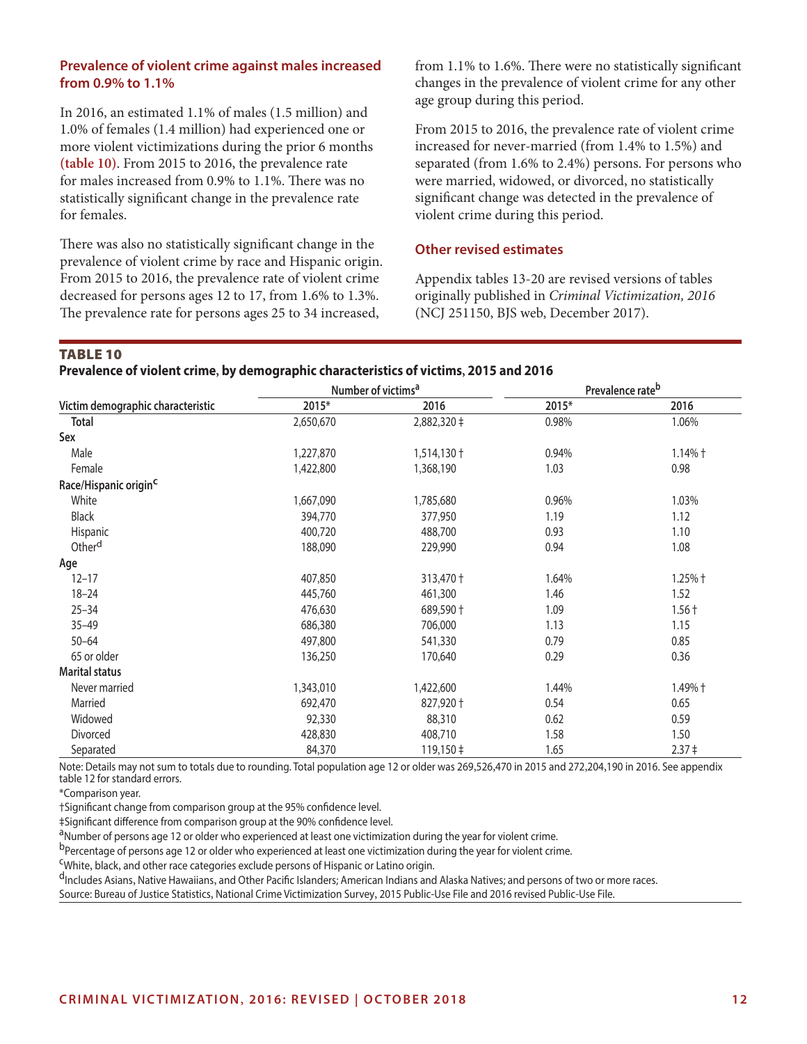### Prevalence of violent crime against males increased from 0.9% to 1.1%

In 2016, an estimated 1.1% of males (1.5 million) and 1.0% of females (1.4 million) had experienced one or more violent victimizations during the prior 6 months **(table 10)**. From 2015 to 2016, the prevalence rate for males increased from 0.9% to 1.1%. There was no statistically significant change in the prevalence rate for females.

There was also no statistically significant change in the prevalence of violent crime by race and Hispanic origin. From 2015 to 2016, the prevalence rate of violent crime decreased for persons ages 12 to 17, from 1.6% to 1.3%. The prevalence rate for persons ages 25 to 34 increased, from 1.1% to 1.6%. There were no statistically significant changes in the prevalence of violent crime for any other age group during this period.

From 2015 to 2016, the prevalence rate of violent crime increased for never-married (from 1.4% to 1.5%) and separated (from 1.6% to 2.4%) persons. For persons who were married, widowed, or divorced, no statistically significant change was detected in the prevalence of violent crime during this period.

### Other revised estimates

Appendix tables 13-20 are revised versions of tables originally published in *Criminal Victimization, 2016* (NCJ 251150, BJS web, December 2017).

**TABLE 10**
**Prevalence of violent crime, by demographic characteristics of victims, 2015 and 2016**

| Victim demographic characteristic | Number of victims[a] | | Prevalence rate[b] | |
|---|---|---|---|---|
| | 2015* | 2016 | 2015* | 2016 |
| **Total** | 2,650,670 | 2,882,320 ‡ | 0.98% | 1.06% |
| **Sex** | | | | |
| Male | 1,227,870 | 1,514,130 † | 0.94% | 1.14% † |
| Female | 1,422,800 | 1,368,190 | 1.03 | 0.98 |
| **Race/Hispanic origin[c]** | | | | |
| White | 1,667,090 | 1,785,680 | 0.96% | 1.03% |
| Black | 394,770 | 377,950 | 1.19 | 1.12 |
| Hispanic | 400,720 | 488,700 | 0.93 | 1.10 |
| Other[d] | 188,090 | 229,990 | 0.94 | 1.08 |
| **Age** | | | | |
| 12–17 | 407,850 | 313,470 † | 1.64% | 1.25% † |
| 18–24 | 445,760 | 461,300 | 1.46 | 1.52 |
| 25–34 | 476,630 | 689,590 † | 1.09 | 1.56 † |
| 35–49 | 686,380 | 706,000 | 1.13 | 1.15 |
| 50–64 | 497,800 | 541,330 | 0.79 | 0.85 |
| 65 or older | 136,250 | 170,640 | 0.29 | 0.36 |
| **Marital status** | | | | |
| Never married | 1,343,010 | 1,422,600 | 1.44% | 1.49% † |
| Married | 692,470 | 827,920 † | 0.54 | 0.65 |
| Widowed | 92,330 | 88,310 | 0.62 | 0.59 |
| Divorced | 428,830 | 408,710 | 1.58 | 1.50 |
| Separated | 84,370 | 119,150 ‡ | 1.65 | 2.37 ‡ |

Note: Details may not sum to totals due to rounding. Total population age 12 or older was 269,526,470 in 2015 and 272,204,190 in 2016. See appendix table 12 for standard errors.

*Comparison year.

†Significant change from comparison group at the 95% confidence level.

‡Significant difference from comparison group at the 90% confidence level.

[a]Number of persons age 12 or older who experienced at least one victimization during the year for violent crime.

[b]Percentage of persons age 12 or older who experienced at least one victimization during the year for violent crime.

[c]White, black, and other race categories exclude persons of Hispanic or Latino origin.

[d]Includes Asians, Native Hawaiians, and Other Pacific Islanders; American Indians and Alaska Natives; and persons of two or more races.

Source: Bureau of Justice Statistics, National Crime Victimization Survey, 2015 Public-Use File and 2016 revised Public-Use File.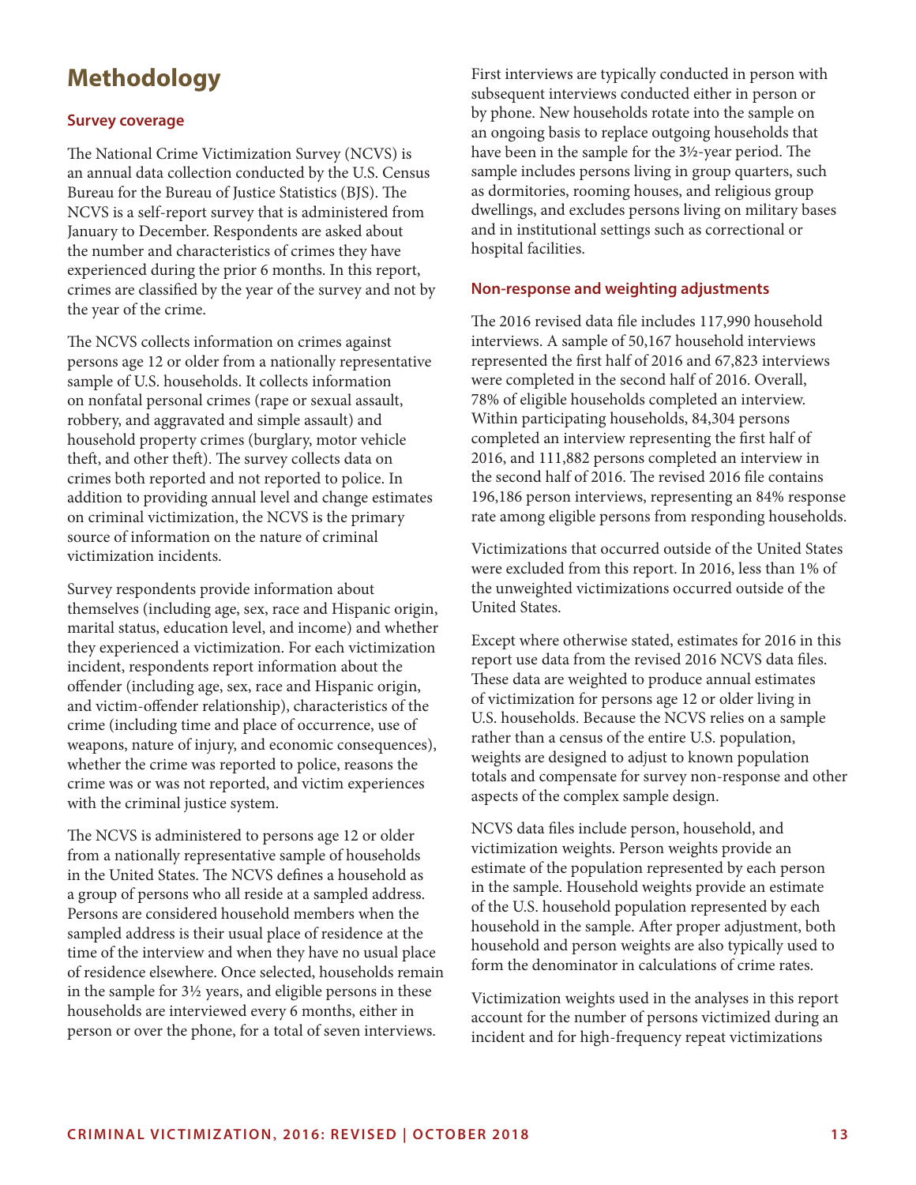# Methodology

### Survey coverage

The National Crime Victimization Survey (NCVS) is an annual data collection conducted by the U.S. Census Bureau for the Bureau of Justice Statistics (BJS). The NCVS is a self-report survey that is administered from January to December. Respondents are asked about the number and characteristics of crimes they have experienced during the prior 6 months. In this report, crimes are classified by the year of the survey and not by the year of the crime.

The NCVS collects information on crimes against persons age 12 or older from a nationally representative sample of U.S. households. It collects information on nonfatal personal crimes (rape or sexual assault, robbery, and aggravated and simple assault) and household property crimes (burglary, motor vehicle theft, and other theft). The survey collects data on crimes both reported and not reported to police. In addition to providing annual level and change estimates on criminal victimization, the NCVS is the primary source of information on the nature of criminal victimization incidents.

Survey respondents provide information about themselves (including age, sex, race and Hispanic origin, marital status, education level, and income) and whether they experienced a victimization. For each victimization incident, respondents report information about the offender (including age, sex, race and Hispanic origin, and victim-offender relationship), characteristics of the crime (including time and place of occurrence, use of weapons, nature of injury, and economic consequences), whether the crime was reported to police, reasons the crime was or was not reported, and victim experiences with the criminal justice system.

The NCVS is administered to persons age 12 or older from a nationally representative sample of households in the United States. The NCVS defines a household as a group of persons who all reside at a sampled address. Persons are considered household members when the sampled address is their usual place of residence at the time of the interview and when they have no usual place of residence elsewhere. Once selected, households remain in the sample for 3½ years, and eligible persons in these households are interviewed every 6 months, either in person or over the phone, for a total of seven interviews.

First interviews are typically conducted in person with subsequent interviews conducted either in person or by phone. New households rotate into the sample on an ongoing basis to replace outgoing households that have been in the sample for the 3½-year period. The sample includes persons living in group quarters, such as dormitories, rooming houses, and religious group dwellings, and excludes persons living on military bases and in institutional settings such as correctional or hospital facilities.

### Non-response and weighting adjustments

The 2016 revised data file includes 117,990 household interviews. A sample of 50,167 household interviews represented the first half of 2016 and 67,823 interviews were completed in the second half of 2016. Overall, 78% of eligible households completed an interview. Within participating households, 84,304 persons completed an interview representing the first half of 2016, and 111,882 persons completed an interview in the second half of 2016. The revised 2016 file contains 196,186 person interviews, representing an 84% response rate among eligible persons from responding households.

Victimizations that occurred outside of the United States were excluded from this report. In 2016, less than 1% of the unweighted victimizations occurred outside of the United States.

Except where otherwise stated, estimates for 2016 in this report use data from the revised 2016 NCVS data files. These data are weighted to produce annual estimates of victimization for persons age 12 or older living in U.S. households. Because the NCVS relies on a sample rather than a census of the entire U.S. population, weights are designed to adjust to known population totals and compensate for survey non-response and other aspects of the complex sample design.

NCVS data files include person, household, and victimization weights. Person weights provide an estimate of the population represented by each person in the sample. Household weights provide an estimate of the U.S. household population represented by each household in the sample. After proper adjustment, both household and person weights are also typically used to form the denominator in calculations of crime rates.

Victimization weights used in the analyses in this report account for the number of persons victimized during an incident and for high-frequency repeat victimizations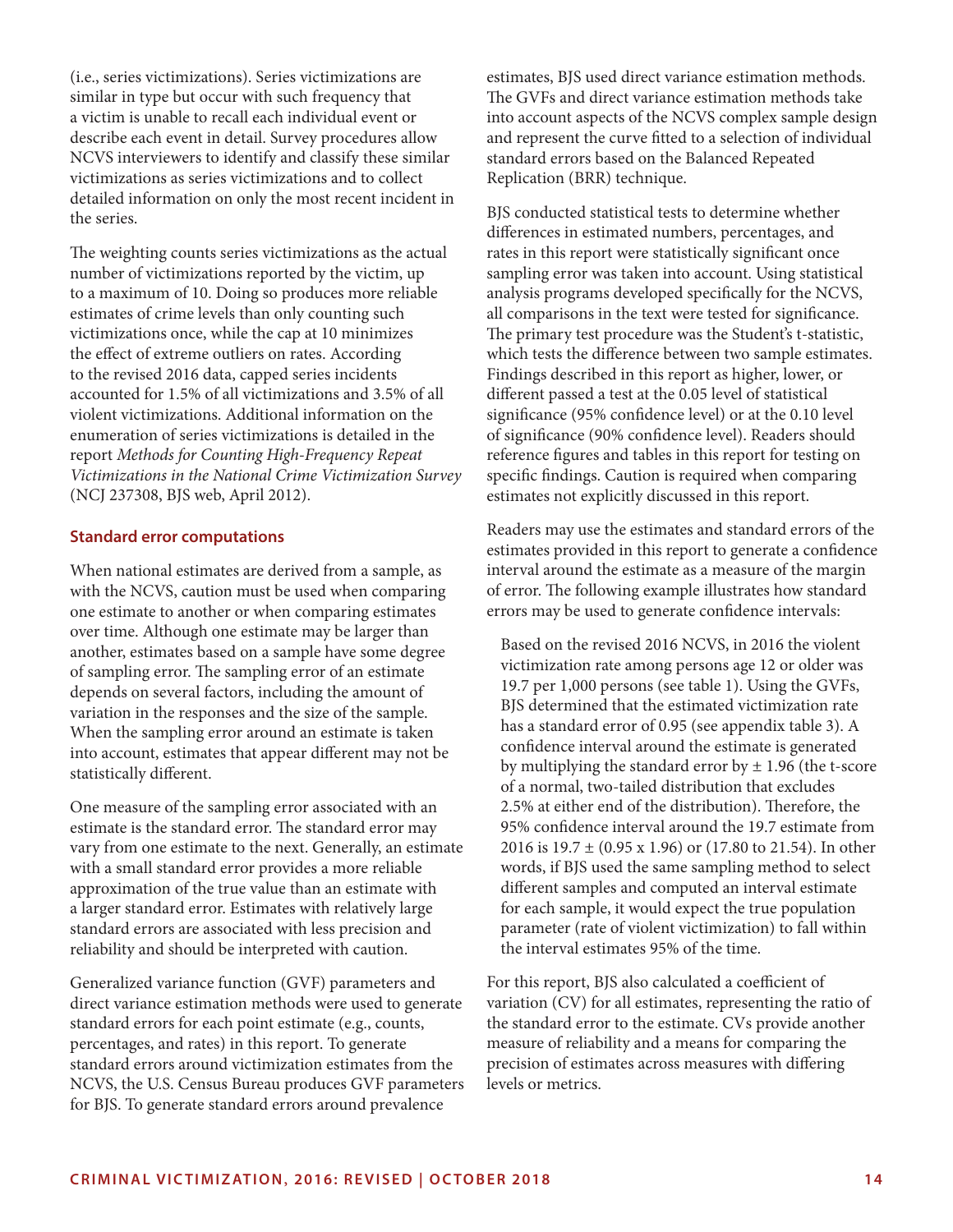(i.e., series victimizations). Series victimizations are similar in type but occur with such frequency that a victim is unable to recall each individual event or describe each event in detail. Survey procedures allow NCVS interviewers to identify and classify these similar victimizations as series victimizations and to collect detailed information on only the most recent incident in the series.

The weighting counts series victimizations as the actual number of victimizations reported by the victim, up to a maximum of 10. Doing so produces more reliable estimates of crime levels than only counting such victimizations once, while the cap at 10 minimizes the effect of extreme outliers on rates. According to the revised 2016 data, capped series incidents accounted for 1.5% of all victimizations and 3.5% of all violent victimizations. Additional information on the enumeration of series victimizations is detailed in the report *Methods for Counting High-Frequency Repeat Victimizations in the National Crime Victimization Survey* (NCJ 237308, BJS web, April 2012).

### Standard error computations

When national estimates are derived from a sample, as with the NCVS, caution must be used when comparing one estimate to another or when comparing estimates over time. Although one estimate may be larger than another, estimates based on a sample have some degree of sampling error. The sampling error of an estimate depends on several factors, including the amount of variation in the responses and the size of the sample. When the sampling error around an estimate is taken into account, estimates that appear different may not be statistically different.

One measure of the sampling error associated with an estimate is the standard error. The standard error may vary from one estimate to the next. Generally, an estimate with a small standard error provides a more reliable approximation of the true value than an estimate with a larger standard error. Estimates with relatively large standard errors are associated with less precision and reliability and should be interpreted with caution.

Generalized variance function (GVF) parameters and direct variance estimation methods were used to generate standard errors for each point estimate (e.g., counts, percentages, and rates) in this report. To generate standard errors around victimization estimates from the NCVS, the U.S. Census Bureau produces GVF parameters for BJS. To generate standard errors around prevalence estimates, BJS used direct variance estimation methods. The GVFs and direct variance estimation methods take into account aspects of the NCVS complex sample design and represent the curve fitted to a selection of individual standard errors based on the Balanced Repeated Replication (BRR) technique.

BJS conducted statistical tests to determine whether differences in estimated numbers, percentages, and rates in this report were statistically significant once sampling error was taken into account. Using statistical analysis programs developed specifically for the NCVS, all comparisons in the text were tested for significance. The primary test procedure was the Student's t-statistic, which tests the difference between two sample estimates. Findings described in this report as higher, lower, or different passed a test at the 0.05 level of statistical significance (95% confidence level) or at the 0.10 level of significance (90% confidence level). Readers should reference figures and tables in this report for testing on specific findings. Caution is required when comparing estimates not explicitly discussed in this report.

Readers may use the estimates and standard errors of the estimates provided in this report to generate a confidence interval around the estimate as a measure of the margin of error. The following example illustrates how standard errors may be used to generate confidence intervals:

> Based on the revised 2016 NCVS, in 2016 the violent victimization rate among persons age 12 or older was 19.7 per 1,000 persons (see table 1). Using the GVFs, BJS determined that the estimated victimization rate has a standard error of 0.95 (see appendix table 3). A confidence interval around the estimate is generated by multiplying the standard error by ± 1.96 (the t-score of a normal, two-tailed distribution that excludes 2.5% at either end of the distribution). Therefore, the 95% confidence interval around the 19.7 estimate from 2016 is 19.7 ± (0.95 x 1.96) or (17.80 to 21.54). In other words, if BJS used the same sampling method to select different samples and computed an interval estimate for each sample, it would expect the true population parameter (rate of violent victimization) to fall within the interval estimates 95% of the time.

For this report, BJS also calculated a coefficient of variation (CV) for all estimates, representing the ratio of the standard error to the estimate. CVs provide another measure of reliability and a means for comparing the precision of estimates across measures with differing levels or metrics.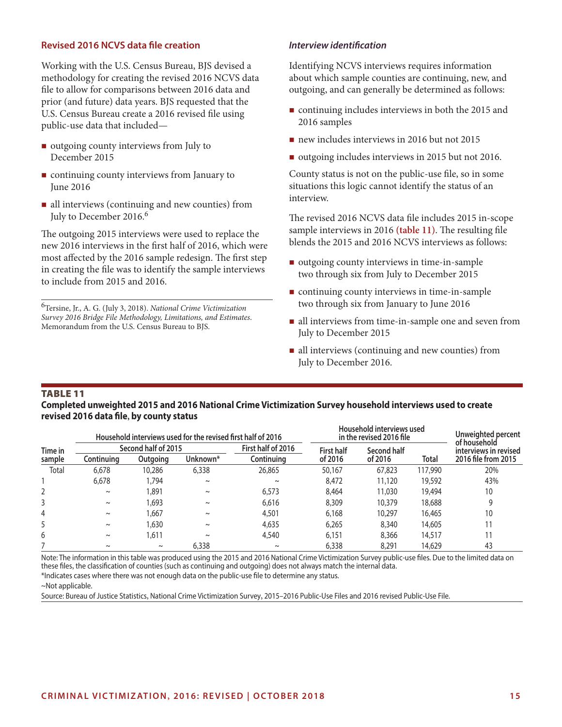## Revised 2016 NCVS data file creation

Working with the U.S. Census Bureau, BJS devised a methodology for creating the revised 2016 NCVS data file to allow for comparisons between 2016 data and prior (and future) data years. BJS requested that the U.S. Census Bureau create a 2016 revised file using public-use data that included—

- outgoing county interviews from July to December 2015
- continuing county interviews from January to June 2016
- all interviews (continuing and new counties) from July to December 2016.[6]

The outgoing 2015 interviews were used to replace the new 2016 interviews in the first half of 2016, which were most affected by the 2016 sample redesign. The first step in creating the file was to identify the sample interviews to include from 2015 and 2016.

[6]Tersine, Jr., A. G. (July 3, 2018). *National Crime Victimization Survey 2016 Bridge File Methodology, Limitations, and Estimates*. Memorandum from the U.S. Census Bureau to BJS.

### *Interview identification*

Identifying NCVS interviews requires information about which sample counties are continuing, new, and outgoing, and can generally be determined as follows:

- continuing includes interviews in both the 2015 and 2016 samples
- new includes interviews in 2016 but not 2015
- outgoing includes interviews in 2015 but not 2016.

County status is not on the public-use file, so in some situations this logic cannot identify the status of an interview.

The revised 2016 NCVS data file includes 2015 in-scope sample interviews in 2016 **(table 11)**. The resulting file blends the 2015 and 2016 NCVS interviews as follows:

- outgoing county interviews in time-in-sample two through six from July to December 2015
- continuing county interviews in time-in-sample two through six from January to June 2016
- all interviews from time-in-sample one and seven from July to December 2015
- all interviews (continuing and new counties) from July to December 2016.

**TABLE 11**
**Completed unweighted 2015 and 2016 National Crime Victimization Survey household interviews used to create revised 2016 data file, by county status**

| Time in sample | Household interviews used for the revised first half of 2016 | | | | Household interviews used in the revised 2016 file | | | Unweighted percent of household interviews in revised 2016 file from 2015 |
|---|---|---|---|---|---|---|---|---|
| | Second half of 2015 | | | First half of 2016 | | | | |
| | Continuing | Outgoing | Unknown* | Continuing | First half of 2016 | Second half of 2016 | Total | |
| Total | 6,678 | 10,286 | 6,338 | 26,865 | 50,167 | 67,823 | 117,990 | 20% |
| 1 | 6,678 | 1,794 | ~ | ~ | 8,472 | 11,120 | 19,592 | 43% |
| 2 | ~ | 1,891 | ~ | 6,573 | 8,464 | 11,030 | 19,494 | 10 |
| 3 | ~ | 1,693 | ~ | 6,616 | 8,309 | 10,379 | 18,688 | 9 |
| 4 | ~ | 1,667 | ~ | 4,501 | 6,168 | 10,297 | 16,465 | 10 |
| 5 | ~ | 1,630 | ~ | 4,635 | 6,265 | 8,340 | 14,605 | 11 |
| 6 | ~ | 1,611 | ~ | 4,540 | 6,151 | 8,366 | 14,517 | 11 |
| 7 | ~ | ~ | 6,338 | ~ | 6,338 | 8,291 | 14,629 | 43 |

Note: The information in this table was produced using the 2015 and 2016 National Crime Victimization Survey public-use files. Due to the limited data on these files, the classification of counties (such as continuing and outgoing) does not always match the internal data.
*Indicates cases where there was not enough data on the public-use file to determine any status.
~Not applicable.
Source: Bureau of Justice Statistics, National Crime Victimization Survey, 2015–2016 Public-Use Files and 2016 revised Public-Use File.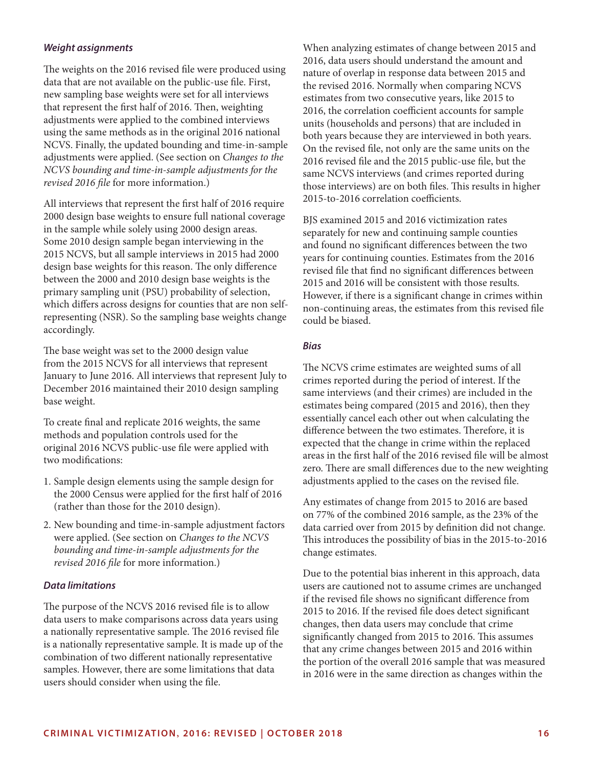### *Weight assignments*

The weights on the 2016 revised file were produced using data that are not available on the public-use file. First, new sampling base weights were set for all interviews that represent the first half of 2016. Then, weighting adjustments were applied to the combined interviews using the same methods as in the original 2016 national NCVS. Finally, the updated bounding and time-in-sample adjustments were applied. (See section on *Changes to the NCVS bounding and time-in-sample adjustments for the revised 2016 file* for more information.)

All interviews that represent the first half of 2016 require 2000 design base weights to ensure full national coverage in the sample while solely using 2000 design areas. Some 2010 design sample began interviewing in the 2015 NCVS, but all sample interviews in 2015 had 2000 design base weights for this reason. The only difference between the 2000 and 2010 design base weights is the primary sampling unit (PSU) probability of selection, which differs across designs for counties that are non self-representing (NSR). So the sampling base weights change accordingly.

The base weight was set to the 2000 design value from the 2015 NCVS for all interviews that represent January to June 2016. All interviews that represent July to December 2016 maintained their 2010 design sampling base weight.

To create final and replicate 2016 weights, the same methods and population controls used for the original 2016 NCVS public-use file were applied with two modifications:

1. Sample design elements using the sample design for the 2000 Census were applied for the first half of 2016 (rather than those for the 2010 design).
2. New bounding and time-in-sample adjustment factors were applied. (See section on *Changes to the NCVS bounding and time-in-sample adjustments for the revised 2016 file* for more information.)

### *Data limitations*

The purpose of the NCVS 2016 revised file is to allow data users to make comparisons across data years using a nationally representative sample. The 2016 revised file is a nationally representative sample. It is made up of the combination of two different nationally representative samples. However, there are some limitations that data users should consider when using the file.

When analyzing estimates of change between 2015 and 2016, data users should understand the amount and nature of overlap in response data between 2015 and the revised 2016. Normally when comparing NCVS estimates from two consecutive years, like 2015 to 2016, the correlation coefficient accounts for sample units (households and persons) that are included in both years because they are interviewed in both years. On the revised file, not only are the same units on the 2016 revised file and the 2015 public-use file, but the same NCVS interviews (and crimes reported during those interviews) are on both files. This results in higher 2015-to-2016 correlation coefficients.

BJS examined 2015 and 2016 victimization rates separately for new and continuing sample counties and found no significant differences between the two years for continuing counties. Estimates from the 2016 revised file that find no significant differences between 2015 and 2016 will be consistent with those results. However, if there is a significant change in crimes within non-continuing areas, the estimates from this revised file could be biased.

### *Bias*

The NCVS crime estimates are weighted sums of all crimes reported during the period of interest. If the same interviews (and their crimes) are included in the estimates being compared (2015 and 2016), then they essentially cancel each other out when calculating the difference between the two estimates. Therefore, it is expected that the change in crime within the replaced areas in the first half of the 2016 revised file will be almost zero. There are small differences due to the new weighting adjustments applied to the cases on the revised file.

Any estimates of change from 2015 to 2016 are based on 77% of the combined 2016 sample, as the 23% of the data carried over from 2015 by definition did not change. This introduces the possibility of bias in the 2015-to-2016 change estimates.

Due to the potential bias inherent in this approach, data users are cautioned not to assume crimes are unchanged if the revised file shows no significant difference from 2015 to 2016. If the revised file does detect significant changes, then data users may conclude that crime significantly changed from 2015 to 2016. This assumes that any crime changes between 2015 and 2016 within the portion of the overall 2016 sample that was measured in 2016 were in the same direction as changes within the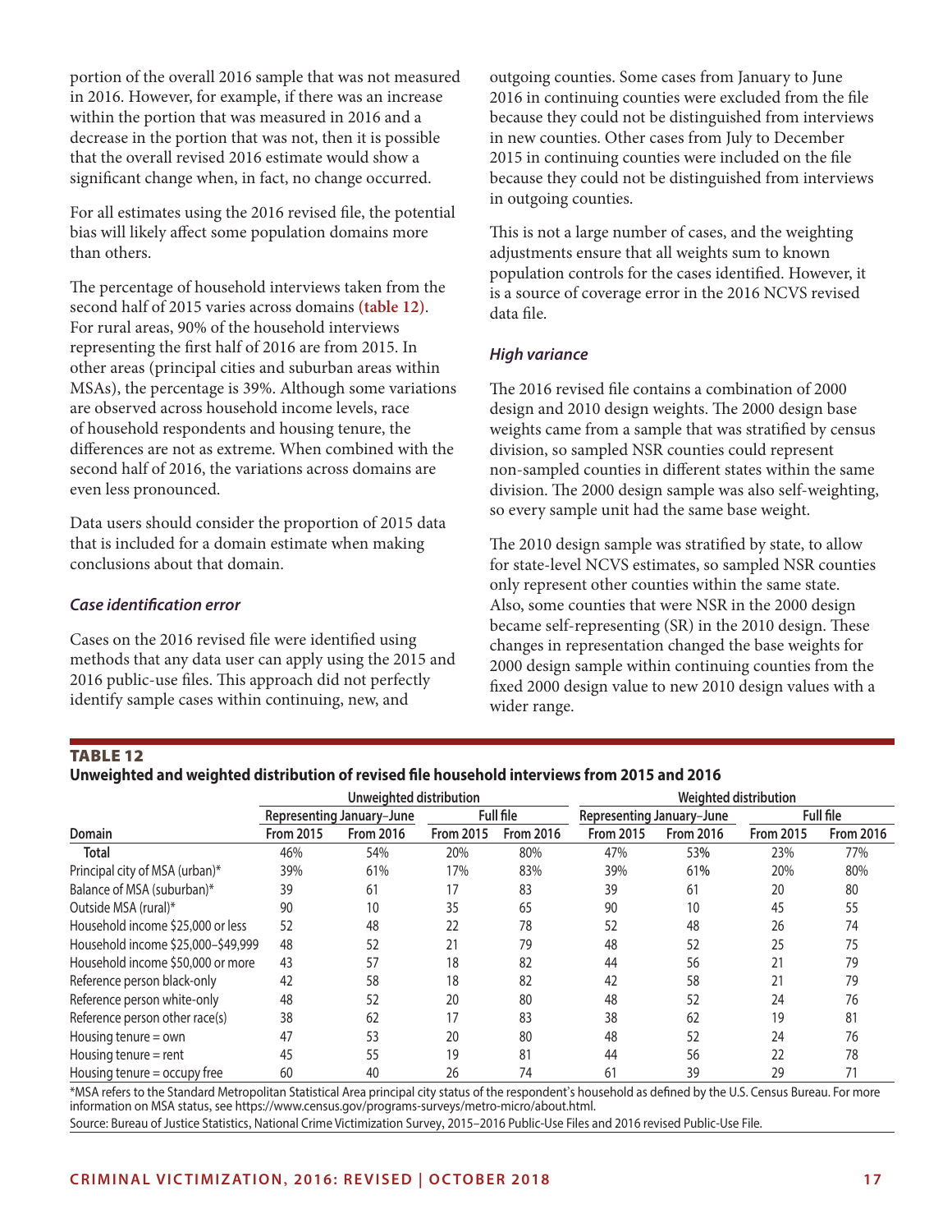portion of the overall 2016 sample that was not measured in 2016. However, for example, if there was an increase within the portion that was measured in 2016 and a decrease in the portion that was not, then it is possible that the overall revised 2016 estimate would show a significant change when, in fact, no change occurred.

For all estimates using the 2016 revised file, the potential bias will likely affect some population domains more than others.

The percentage of household interviews taken from the second half of 2015 varies across domains **(table 12)**. For rural areas, 90% of the household interviews representing the first half of 2016 are from 2015. In other areas (principal cities and suburban areas within MSAs), the percentage is 39%. Although some variations are observed across household income levels, race of household respondents and housing tenure, the differences are not as extreme. When combined with the second half of 2016, the variations across domains are even less pronounced.

Data users should consider the proportion of 2015 data that is included for a domain estimate when making conclusions about that domain.

### *Case identification error*

Cases on the 2016 revised file were identified using methods that any data user can apply using the 2015 and 2016 public-use files. This approach did not perfectly identify sample cases within continuing, new, and outgoing counties. Some cases from January to June 2016 in continuing counties were excluded from the file because they could not be distinguished from interviews in new counties. Other cases from July to December 2015 in continuing counties were included on the file because they could not be distinguished from interviews in outgoing counties.

This is not a large number of cases, and the weighting adjustments ensure that all weights sum to known population controls for the cases identified. However, it is a source of coverage error in the 2016 NCVS revised data file.

### *High variance*

The 2016 revised file contains a combination of 2000 design and 2010 design weights. The 2000 design base weights came from a sample that was stratified by census division, so sampled NSR counties could represent non-sampled counties in different states within the same division. The 2000 design sample was also self-weighting, so every sample unit had the same base weight.

The 2010 design sample was stratified by state, to allow for state-level NCVS estimates, so sampled NSR counties only represent other counties within the same state. Also, some counties that were NSR in the 2000 design became self-representing (SR) in the 2010 design. These changes in representation changed the base weights for 2000 design sample within continuing counties from the fixed 2000 design value to new 2010 design values with a wider range.

**TABLE 12**
**Unweighted and weighted distribution of revised file household interviews from 2015 and 2016**

| | Unweighted distribution | | | | Weighted distribution | | | |
|---|---|---|---|---|---|---|---|---|
| | Representing January–June | | Full file | | Representing January–June | | Full file | |
| Domain | From 2015 | From 2016 | From 2015 | From 2016 | From 2015 | From 2016 | From 2015 | From 2016 |
| **Total** | 46% | 54% | 20% | 80% | 47% | 53% | 23% | 77% |
| Principal city of MSA (urban)* | 39% | 61% | 17% | 83% | 39% | 61% | 20% | 80% |
| Balance of MSA (suburban)* | 39 | 61 | 17 | 83 | 39 | 61 | 20 | 80 |
| Outside MSA (rural)* | 90 | 10 | 35 | 65 | 90 | 10 | 45 | 55 |
| Household income $25,000 or less | 52 | 48 | 22 | 78 | 52 | 48 | 26 | 74 |
| Household income $25,000–$49,999 | 48 | 52 | 21 | 79 | 48 | 52 | 25 | 75 |
| Household income $50,000 or more | 43 | 57 | 18 | 82 | 44 | 56 | 21 | 79 |
| Reference person black-only | 42 | 58 | 18 | 82 | 42 | 58 | 21 | 79 |
| Reference person white-only | 48 | 52 | 20 | 80 | 48 | 52 | 24 | 76 |
| Reference person other race(s) | 38 | 62 | 17 | 83 | 38 | 62 | 19 | 81 |
| Housing tenure = own | 47 | 53 | 20 | 80 | 48 | 52 | 24 | 76 |
| Housing tenure = rent | 45 | 55 | 19 | 81 | 44 | 56 | 22 | 78 |
| Housing tenure = occupy free | 60 | 40 | 26 | 74 | 61 | 39 | 29 | 71 |

*MSA refers to the Standard Metropolitan Statistical Area principal city status of the respondent's household as defined by the U.S. Census Bureau. For more information on MSA status, see https://www.census.gov/programs-surveys/metro-micro/about.html.
Source: Bureau of Justice Statistics, National Crime Victimization Survey, 2015–2016 Public-Use Files and 2016 revised Public-Use File.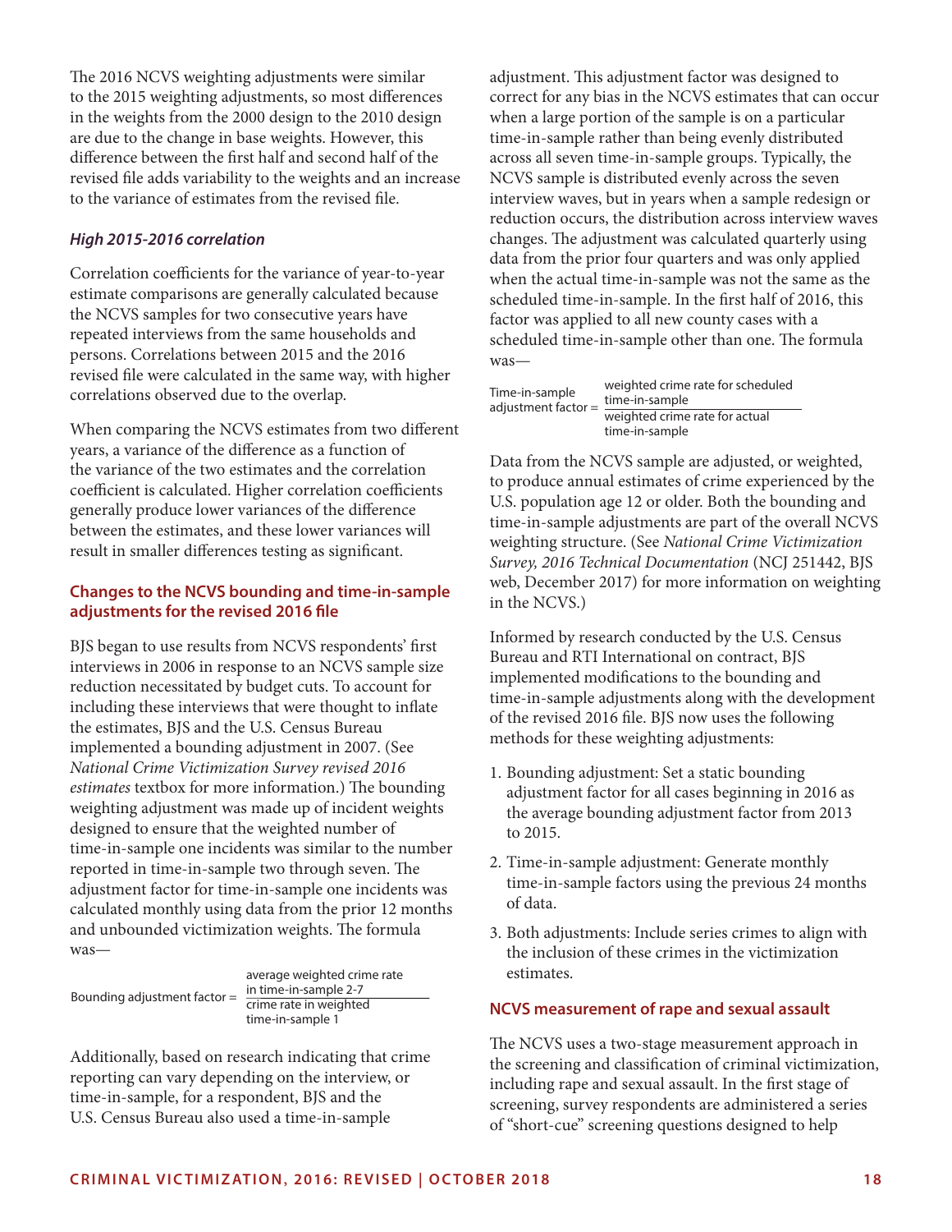The 2016 NCVS weighting adjustments were similar to the 2015 weighting adjustments, so most differences in the weights from the 2000 design to the 2010 design are due to the change in base weights. However, this difference between the first half and second half of the revised file adds variability to the weights and an increase to the variance of estimates from the revised file.

### *High 2015-2016 correlation*

Correlation coefficients for the variance of year-to-year estimate comparisons are generally calculated because the NCVS samples for two consecutive years have repeated interviews from the same households and persons. Correlations between 2015 and the 2016 revised file were calculated in the same way, with higher correlations observed due to the overlap.

When comparing the NCVS estimates from two different years, a variance of the difference as a function of the variance of the two estimates and the correlation coefficient is calculated. Higher correlation coefficients generally produce lower variances of the difference between the estimates, and these lower variances will result in smaller differences testing as significant.

## Changes to the NCVS bounding and time-in-sample adjustments for the revised 2016 file

BJS began to use results from NCVS respondents' first interviews in 2006 in response to an NCVS sample size reduction necessitated by budget cuts. To account for including these interviews that were thought to inflate the estimates, BJS and the U.S. Census Bureau implemented a bounding adjustment in 2007. (See *National Crime Victimization Survey revised 2016 estimates* textbox for more information.) The bounding weighting adjustment was made up of incident weights designed to ensure that the weighted number of time-in-sample one incidents was similar to the number reported in time-in-sample two through seven. The adjustment factor for time-in-sample one incidents was calculated monthly using data from the prior 12 months and unbounded victimization weights. The formula was—

$$\text{Bounding adjustment factor} = \frac{\text{average weighted crime rate in time-in-sample 2-7}}{\text{crime rate in weighted time-in-sample 1}}$$

Additionally, based on research indicating that crime reporting can vary depending on the interview, or time-in-sample, for a respondent, BJS and the U.S. Census Bureau also used a time-in-sample adjustment. This adjustment factor was designed to correct for any bias in the NCVS estimates that can occur when a large portion of the sample is on a particular time-in-sample rather than being evenly distributed across all seven time-in-sample groups. Typically, the NCVS sample is distributed evenly across the seven interview waves, but in years when a sample redesign or reduction occurs, the distribution across interview waves changes. The adjustment was calculated quarterly using data from the prior four quarters and was only applied when the actual time-in-sample was not the same as the scheduled time-in-sample. In the first half of 2016, this factor was applied to all new county cases with a scheduled time-in-sample other than one. The formula was—

$$\text{Time-in-sample adjustment factor} = \frac{\text{weighted crime rate for scheduled time-in-sample}}{\text{weighted crime rate for actual time-in-sample}}$$

Data from the NCVS sample are adjusted, or weighted, to produce annual estimates of crime experienced by the U.S. population age 12 or older. Both the bounding and time-in-sample adjustments are part of the overall NCVS weighting structure. (See *National Crime Victimization Survey, 2016 Technical Documentation* (NCJ 251442, BJS web, December 2017) for more information on weighting in the NCVS.)

Informed by research conducted by the U.S. Census Bureau and RTI International on contract, BJS implemented modifications to the bounding and time-in-sample adjustments along with the development of the revised 2016 file. BJS now uses the following methods for these weighting adjustments:

1. Bounding adjustment: Set a static bounding adjustment factor for all cases beginning in 2016 as the average bounding adjustment factor from 2013 to 2015.
2. Time-in-sample adjustment: Generate monthly time-in-sample factors using the previous 24 months of data.
3. Both adjustments: Include series crimes to align with the inclusion of these crimes in the victimization estimates.

## NCVS measurement of rape and sexual assault

The NCVS uses a two-stage measurement approach in the screening and classification of criminal victimization, including rape and sexual assault. In the first stage of screening, survey respondents are administered a series of "short-cue" screening questions designed to help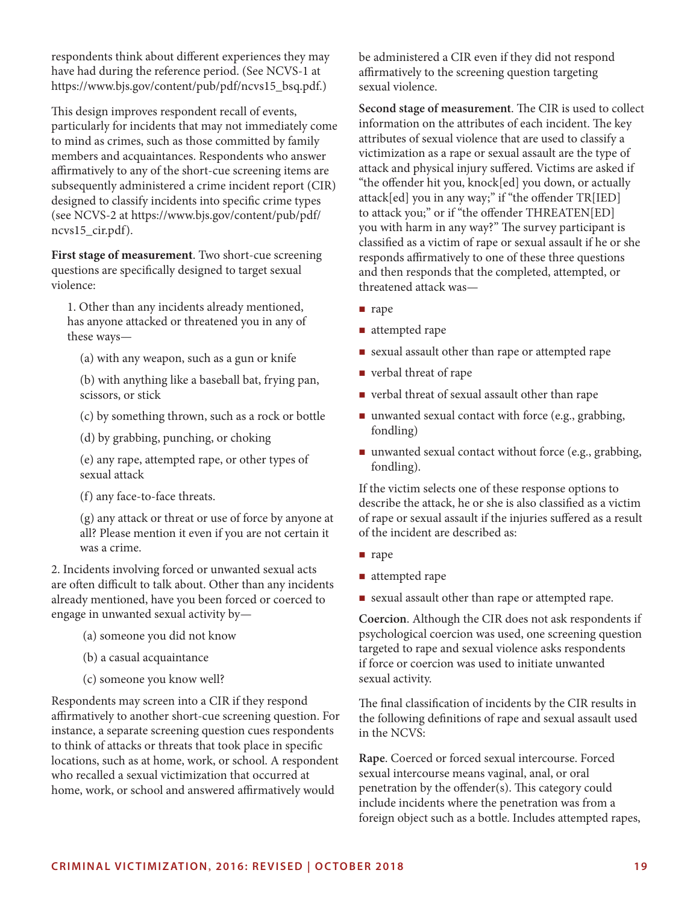respondents think about different experiences they may have had during the reference period. (See NCVS-1 at https://www.bjs.gov/content/pub/pdf/ncvs15_bsq.pdf.)

This design improves respondent recall of events, particularly for incidents that may not immediately come to mind as crimes, such as those committed by family members and acquaintances. Respondents who answer affirmatively to any of the short-cue screening items are subsequently administered a crime incident report (CIR) designed to classify incidents into specific crime types (see NCVS-2 at https://www.bjs.gov/content/pub/pdf/ncvs15_cir.pdf).

**First stage of measurement**. Two short-cue screening questions are specifically designed to target sexual violence:

1. Other than any incidents already mentioned, has anyone attacked or threatened you in any of these ways—

   (a) with any weapon, such as a gun or knife

   (b) with anything like a baseball bat, frying pan, scissors, or stick

   (c) by something thrown, such as a rock or bottle

   (d) by grabbing, punching, or choking

   (e) any rape, attempted rape, or other types of sexual attack

   (f) any face-to-face threats.

   (g) any attack or threat or use of force by anyone at all? Please mention it even if you are not certain it was a crime.

2. Incidents involving forced or unwanted sexual acts are often difficult to talk about. Other than any incidents already mentioned, have you been forced or coerced to engage in unwanted sexual activity by—

   (a) someone you did not know

   (b) a casual acquaintance

   (c) someone you know well?

Respondents may screen into a CIR if they respond affirmatively to another short-cue screening question. For instance, a separate screening question cues respondents to think of attacks or threats that took place in specific locations, such as at home, work, or school. A respondent who recalled a sexual victimization that occurred at home, work, or school and answered affirmatively would be administered a CIR even if they did not respond affirmatively to the screening question targeting sexual violence.

**Second stage of measurement**. The CIR is used to collect information on the attributes of each incident. The key attributes of sexual violence that are used to classify a victimization as a rape or sexual assault are the type of attack and physical injury suffered. Victims are asked if "the offender hit you, knock[ed] you down, or actually attack[ed] you in any way;" if "the offender TR[IED] to attack you;" or if "the offender THREATEN[ED] you with harm in any way?" The survey participant is classified as a victim of rape or sexual assault if he or she responds affirmatively to one of these three questions and then responds that the completed, attempted, or threatened attack was—

- rape
- attempted rape
- sexual assault other than rape or attempted rape
- verbal threat of rape
- verbal threat of sexual assault other than rape
- unwanted sexual contact with force (e.g., grabbing, fondling)
- unwanted sexual contact without force (e.g., grabbing, fondling).

If the victim selects one of these response options to describe the attack, he or she is also classified as a victim of rape or sexual assault if the injuries suffered as a result of the incident are described as:

- rape
- attempted rape
- sexual assault other than rape or attempted rape.

**Coercion**. Although the CIR does not ask respondents if psychological coercion was used, one screening question targeted to rape and sexual violence asks respondents if force or coercion was used to initiate unwanted sexual activity.

The final classification of incidents by the CIR results in the following definitions of rape and sexual assault used in the NCVS:

**Rape**. Coerced or forced sexual intercourse. Forced sexual intercourse means vaginal, anal, or oral penetration by the offender(s). This category could include incidents where the penetration was from a foreign object such as a bottle. Includes attempted rapes,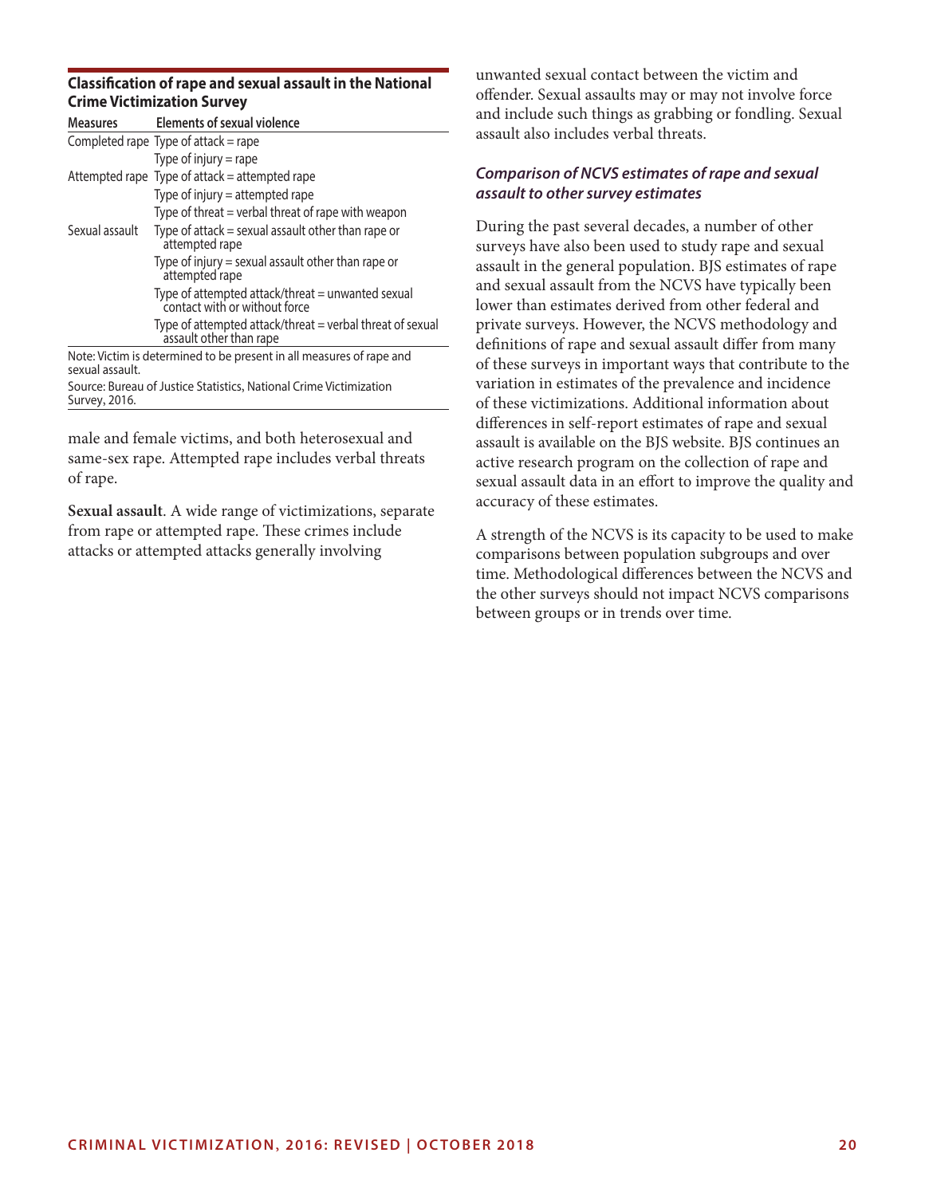**Classification of rape and sexual assault in the National Crime Victimization Survey**

| Measures | Elements of sexual violence |
|---|---|
| Completed rape | Type of attack = rape |
| | Type of injury = rape |
| Attempted rape | Type of attack = attempted rape |
| | Type of injury = attempted rape |
| | Type of threat = verbal threat of rape with weapon |
| Sexual assault | Type of attack = sexual assault other than rape or attempted rape |
| | Type of injury = sexual assault other than rape or attempted rape |
| | Type of attempted attack/threat = unwanted sexual contact with or without force |
| | Type of attempted attack/threat = verbal threat of sexual assault other than rape |

Note: Victim is determined to be present in all measures of rape and sexual assault.

Source: Bureau of Justice Statistics, National Crime Victimization Survey, 2016.

male and female victims, and both heterosexual and same-sex rape. Attempted rape includes verbal threats of rape.

**Sexual assault**. A wide range of victimizations, separate from rape or attempted rape. These crimes include attacks or attempted attacks generally involving unwanted sexual contact between the victim and offender. Sexual assaults may or may not involve force and include such things as grabbing or fondling. Sexual assault also includes verbal threats.

### *Comparison of NCVS estimates of rape and sexual assault to other survey estimates*

During the past several decades, a number of other surveys have also been used to study rape and sexual assault in the general population. BJS estimates of rape and sexual assault from the NCVS have typically been lower than estimates derived from other federal and private surveys. However, the NCVS methodology and definitions of rape and sexual assault differ from many of these surveys in important ways that contribute to the variation in estimates of the prevalence and incidence of these victimizations. Additional information about differences in self-report estimates of rape and sexual assault is available on the BJS website. BJS continues an active research program on the collection of rape and sexual assault data in an effort to improve the quality and accuracy of these estimates.

A strength of the NCVS is its capacity to be used to make comparisons between population subgroups and over time. Methodological differences between the NCVS and the other surveys should not impact NCVS comparisons between groups or in trends over time.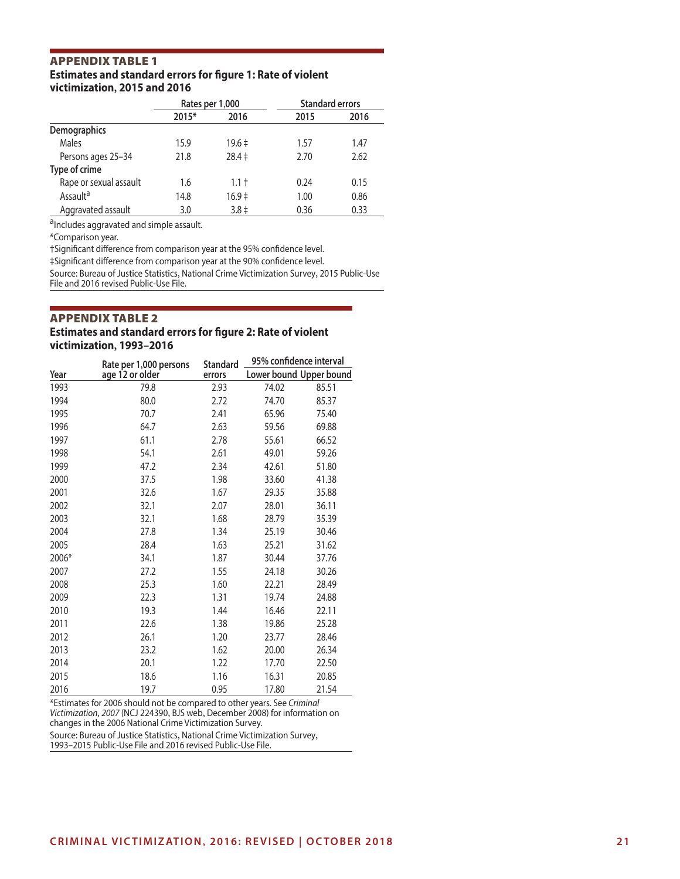## APPENDIX TABLE 1

### Estimates and standard errors for figure 1: Rate of violent victimization, 2015 and 2016

| | Rates per 1,000 | | Standard errors | |
|---|---|---|---|---|
| | 2015* | 2016 | 2015 | 2016 |
| **Demographics** | | | | |
| Males | 15.9 | 19.6 ‡ | 1.57 | 1.47 |
| Persons ages 25–34 | 21.8 | 28.4 ‡ | 2.70 | 2.62 |
| **Type of crime** | | | | |
| Rape or sexual assault | 1.6 | 1.1 † | 0.24 | 0.15 |
| Assault[a] | 14.8 | 16.9 ‡ | 1.00 | 0.86 |
| Aggravated assault | 3.0 | 3.8 ‡ | 0.36 | 0.33 |

[a]Includes aggravated and simple assault.

*Comparison year.

†Significant difference from comparison year at the 95% confidence level.

‡Significant difference from comparison year at the 90% confidence level.

Source: Bureau of Justice Statistics, National Crime Victimization Survey, 2015 Public-Use File and 2016 revised Public-Use File.

## APPENDIX TABLE 2

### Estimates and standard errors for figure 2: Rate of violent victimization, 1993–2016

| Year | Rate per 1,000 persons age 12 or older | Standard errors | 95% confidence interval | |
|---|---|---|---|---|
| | | | Lower bound | Upper bound |
| 1993 | 79.8 | 2.93 | 74.02 | 85.51 |
| 1994 | 80.0 | 2.72 | 74.70 | 85.37 |
| 1995 | 70.7 | 2.41 | 65.96 | 75.40 |
| 1996 | 64.7 | 2.63 | 59.56 | 69.88 |
| 1997 | 61.1 | 2.78 | 55.61 | 66.52 |
| 1998 | 54.1 | 2.61 | 49.01 | 59.26 |
| 1999 | 47.2 | 2.34 | 42.61 | 51.80 |
| 2000 | 37.5 | 1.98 | 33.60 | 41.38 |
| 2001 | 32.6 | 1.67 | 29.35 | 35.88 |
| 2002 | 32.1 | 2.07 | 28.01 | 36.11 |
| 2003 | 32.1 | 1.68 | 28.79 | 35.39 |
| 2004 | 27.8 | 1.34 | 25.19 | 30.46 |
| 2005 | 28.4 | 1.63 | 25.21 | 31.62 |
| 2006* | 34.1 | 1.87 | 30.44 | 37.76 |
| 2007 | 27.2 | 1.55 | 24.18 | 30.26 |
| 2008 | 25.3 | 1.60 | 22.21 | 28.49 |
| 2009 | 22.3 | 1.31 | 19.74 | 24.88 |
| 2010 | 19.3 | 1.44 | 16.46 | 22.11 |
| 2011 | 22.6 | 1.38 | 19.86 | 25.28 |
| 2012 | 26.1 | 1.20 | 23.77 | 28.46 |
| 2013 | 23.2 | 1.62 | 20.00 | 26.34 |
| 2014 | 20.1 | 1.22 | 17.70 | 22.50 |
| 2015 | 18.6 | 1.16 | 16.31 | 20.85 |
| 2016 | 19.7 | 0.95 | 17.80 | 21.54 |

*Estimates for 2006 should not be compared to other years. See *Criminal Victimization, 2007* (NCJ 224390, BJS web, December 2008) for information on changes in the 2006 National Crime Victimization Survey.

Source: Bureau of Justice Statistics, National Crime Victimization Survey, 1993–2015 Public-Use File and 2016 revised Public-Use File.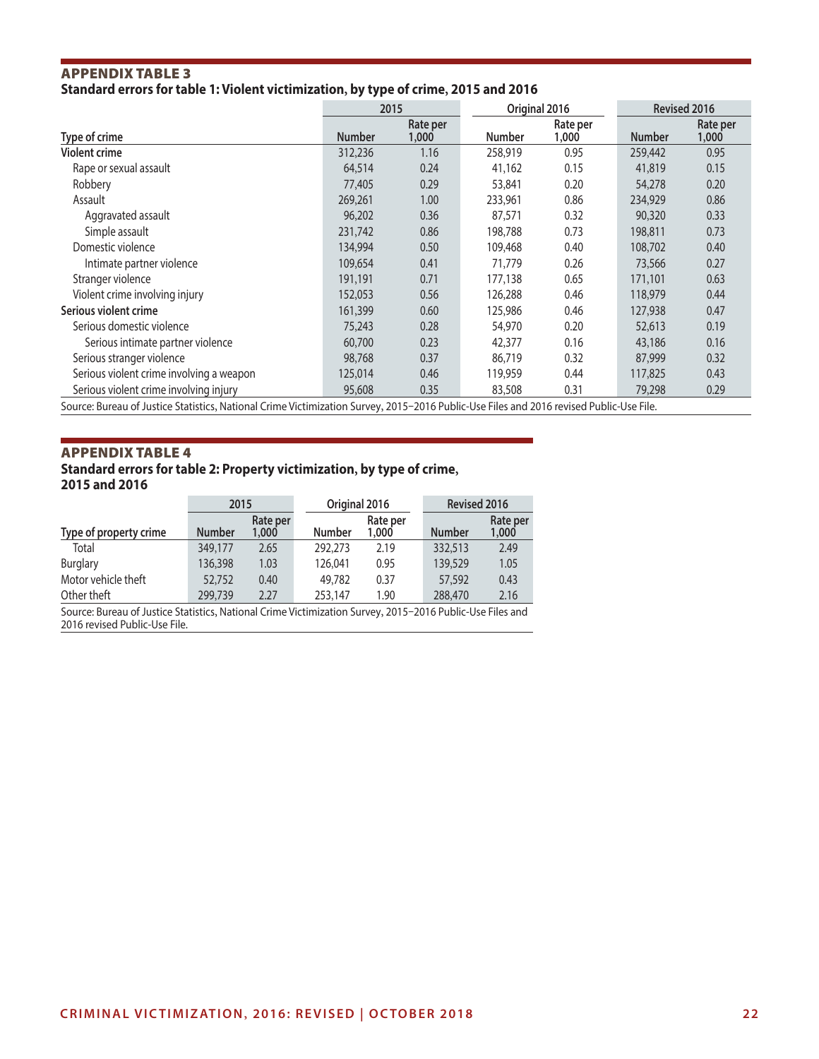## APPENDIX TABLE 3

**Standard errors for table 1: Violent victimization, by type of crime, 2015 and 2016**

| Type of crime | 2015 | | Original 2016 | | Revised 2016 | |
|---|---|---|---|---|---|---|
| | Number | Rate per 1,000 | Number | Rate per 1,000 | Number | Rate per 1,000 |
| **Violent crime** | 312,236 | 1.16 | 258,919 | 0.95 | 259,442 | 0.95 |
| Rape or sexual assault | 64,514 | 0.24 | 41,162 | 0.15 | 41,819 | 0.15 |
| Robbery | 77,405 | 0.29 | 53,841 | 0.20 | 54,278 | 0.20 |
| Assault | 269,261 | 1.00 | 233,961 | 0.86 | 234,929 | 0.86 |
| Aggravated assault | 96,202 | 0.36 | 87,571 | 0.32 | 90,320 | 0.33 |
| Simple assault | 231,742 | 0.86 | 198,788 | 0.73 | 198,811 | 0.73 |
| Domestic violence | 134,994 | 0.50 | 109,468 | 0.40 | 108,702 | 0.40 |
| Intimate partner violence | 109,654 | 0.41 | 71,779 | 0.26 | 73,566 | 0.27 |
| Stranger violence | 191,191 | 0.71 | 177,138 | 0.65 | 171,101 | 0.63 |
| Violent crime involving injury | 152,053 | 0.56 | 126,288 | 0.46 | 118,979 | 0.44 |
| **Serious violent crime** | 161,399 | 0.60 | 125,986 | 0.46 | 127,938 | 0.47 |
| Serious domestic violence | 75,243 | 0.28 | 54,970 | 0.20 | 52,613 | 0.19 |
| Serious intimate partner violence | 60,700 | 0.23 | 42,377 | 0.16 | 43,186 | 0.16 |
| Serious stranger violence | 98,768 | 0.37 | 86,719 | 0.32 | 87,999 | 0.32 |
| Serious violent crime involving a weapon | 125,014 | 0.46 | 119,959 | 0.44 | 117,825 | 0.43 |
| Serious violent crime involving injury | 95,608 | 0.35 | 83,508 | 0.31 | 79,298 | 0.29 |

Source: Bureau of Justice Statistics, National Crime Victimization Survey, 2015–2016 Public-Use Files and 2016 revised Public-Use File.

## APPENDIX TABLE 4

**Standard errors for table 2: Property victimization, by type of crime, 2015 and 2016**

| Type of property crime | 2015 | | Original 2016 | | Revised 2016 | |
|---|---|---|---|---|---|---|
| | Number | Rate per 1,000 | Number | Rate per 1,000 | Number | Rate per 1,000 |
| Total | 349,177 | 2.65 | 292,273 | 2.19 | 332,513 | 2.49 |
| Burglary | 136,398 | 1.03 | 126,041 | 0.95 | 139,529 | 1.05 |
| Motor vehicle theft | 52,752 | 0.40 | 49,782 | 0.37 | 57,592 | 0.43 |
| Other theft | 299,739 | 2.27 | 253,147 | 1.90 | 288,470 | 2.16 |

Source: Bureau of Justice Statistics, National Crime Victimization Survey, 2015–2016 Public-Use Files and 2016 revised Public-Use File.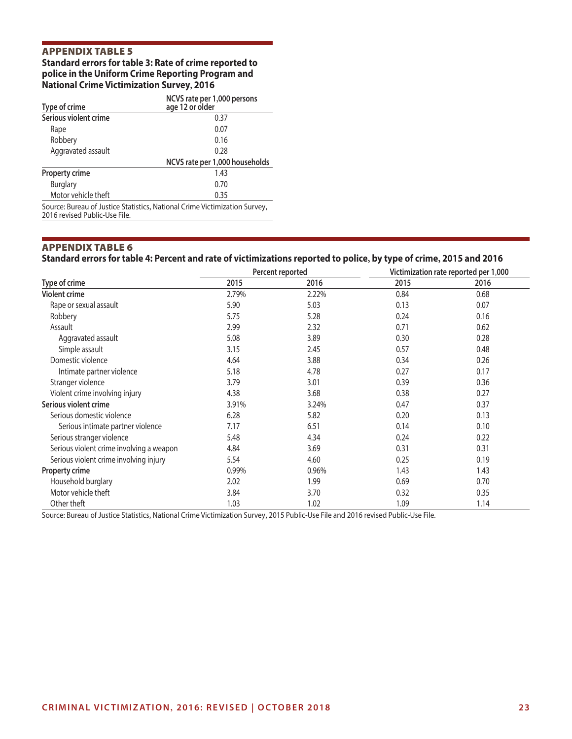## APPENDIX TABLE 5

**Standard errors for table 3: Rate of crime reported to police in the Uniform Crime Reporting Program and National Crime Victimization Survey, 2016**

| Type of crime | NCVS rate per 1,000 persons age 12 or older |
|---|---|
| **Serious violent crime** | 0.37 |
| Rape | 0.07 |
| Robbery | 0.16 |
| Aggravated assault | 0.28 |
| | **NCVS rate per 1,000 households** |
| **Property crime** | 1.43 |
| Burglary | 0.70 |
| Motor vehicle theft | 0.35 |

Source: Bureau of Justice Statistics, National Crime Victimization Survey, 2016 revised Public-Use File.

## APPENDIX TABLE 6

**Standard errors for table 4: Percent and rate of victimizations reported to police, by type of crime, 2015 and 2016**

| | Percent reported | | Victimization rate reported per 1,000 | |
|---|---|---|---|---|
| Type of crime | 2015 | 2016 | 2015 | 2016 |
| **Violent crime** | 2.79% | 2.22% | 0.84 | 0.68 |
| Rape or sexual assault | 5.90 | 5.03 | 0.13 | 0.07 |
| Robbery | 5.75 | 5.28 | 0.24 | 0.16 |
| Assault | 2.99 | 2.32 | 0.71 | 0.62 |
| Aggravated assault | 5.08 | 3.89 | 0.30 | 0.28 |
| Simple assault | 3.15 | 2.45 | 0.57 | 0.48 |
| Domestic violence | 4.64 | 3.88 | 0.34 | 0.26 |
| Intimate partner violence | 5.18 | 4.78 | 0.27 | 0.17 |
| Stranger violence | 3.79 | 3.01 | 0.39 | 0.36 |
| Violent crime involving injury | 4.38 | 3.68 | 0.38 | 0.27 |
| **Serious violent crime** | 3.91% | 3.24% | 0.47 | 0.37 |
| Serious domestic violence | 6.28 | 5.82 | 0.20 | 0.13 |
| Serious intimate partner violence | 7.17 | 6.51 | 0.14 | 0.10 |
| Serious stranger violence | 5.48 | 4.34 | 0.24 | 0.22 |
| Serious violent crime involving a weapon | 4.84 | 3.69 | 0.31 | 0.31 |
| Serious violent crime involving injury | 5.54 | 4.60 | 0.25 | 0.19 |
| **Property crime** | 0.99% | 0.96% | 1.43 | 1.43 |
| Household burglary | 2.02 | 1.99 | 0.69 | 0.70 |
| Motor vehicle theft | 3.84 | 3.70 | 0.32 | 0.35 |
| Other theft | 1.03 | 1.02 | 1.09 | 1.14 |

Source: Bureau of Justice Statistics, National Crime Victimization Survey, 2015 Public-Use File and 2016 revised Public-Use File.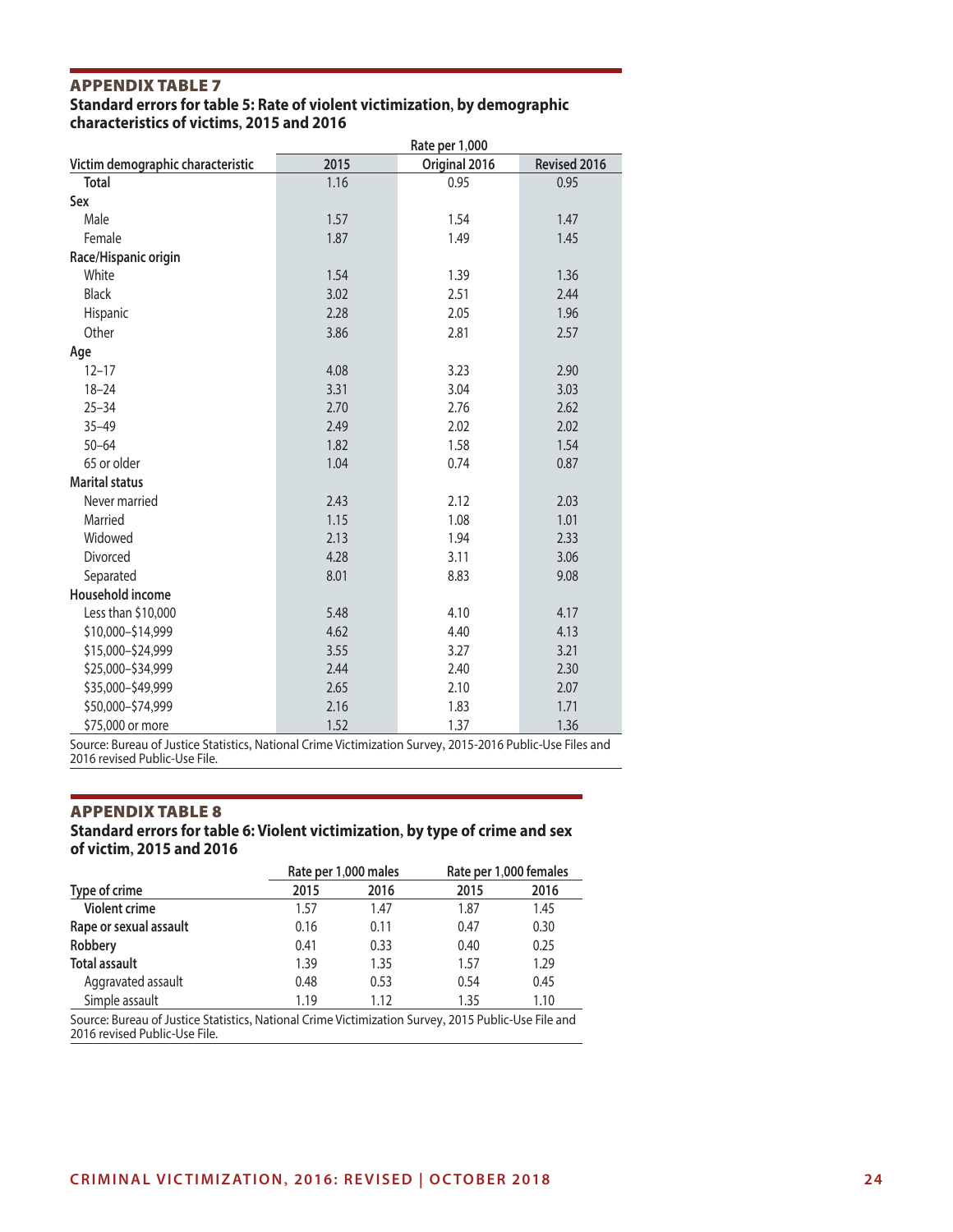## APPENDIX TABLE 7

**Standard errors for table 5: Rate of violent victimization, by demographic characteristics of victims, 2015 and 2016**

| Victim demographic characteristic | Rate per 1,000 | | |
|---|---|---|---|
| | 2015 | Original 2016 | Revised 2016 |
| **Total** | 1.16 | 0.95 | 0.95 |
| **Sex** | | | |
| Male | 1.57 | 1.54 | 1.47 |
| Female | 1.87 | 1.49 | 1.45 |
| **Race/Hispanic origin** | | | |
| White | 1.54 | 1.39 | 1.36 |
| Black | 3.02 | 2.51 | 2.44 |
| Hispanic | 2.28 | 2.05 | 1.96 |
| Other | 3.86 | 2.81 | 2.57 |
| **Age** | | | |
| 12–17 | 4.08 | 3.23 | 2.90 |
| 18–24 | 3.31 | 3.04 | 3.03 |
| 25–34 | 2.70 | 2.76 | 2.62 |
| 35–49 | 2.49 | 2.02 | 2.02 |
| 50–64 | 1.82 | 1.58 | 1.54 |
| 65 or older | 1.04 | 0.74 | 0.87 |
| **Marital status** | | | |
| Never married | 2.43 | 2.12 | 2.03 |
| Married | 1.15 | 1.08 | 1.01 |
| Widowed | 2.13 | 1.94 | 2.33 |
| Divorced | 4.28 | 3.11 | 3.06 |
| Separated | 8.01 | 8.83 | 9.08 |
| **Household income** | | | |
| Less than $10,000 | 5.48 | 4.10 | 4.17 |
| $10,000–$14,999 | 4.62 | 4.40 | 4.13 |
| $15,000–$24,999 | 3.55 | 3.27 | 3.21 |
| $25,000–$34,999 | 2.44 | 2.40 | 2.30 |
| $35,000–$49,999 | 2.65 | 2.10 | 2.07 |
| $50,000–$74,999 | 2.16 | 1.83 | 1.71 |
| $75,000 or more | 1.52 | 1.37 | 1.36 |

Source: Bureau of Justice Statistics, National Crime Victimization Survey, 2015-2016 Public-Use Files and 2016 revised Public-Use File.

## APPENDIX TABLE 8

**Standard errors for table 6: Violent victimization, by type of crime and sex of victim, 2015 and 2016**

| Type of crime | Rate per 1,000 males | | Rate per 1,000 females | |
|---|---|---|---|---|
| | 2015 | 2016 | 2015 | 2016 |
| **Violent crime** | 1.57 | 1.47 | 1.87 | 1.45 |
| **Rape or sexual assault** | 0.16 | 0.11 | 0.47 | 0.30 |
| **Robbery** | 0.41 | 0.33 | 0.40 | 0.25 |
| **Total assault** | 1.39 | 1.35 | 1.57 | 1.29 |
| Aggravated assault | 0.48 | 0.53 | 0.54 | 0.45 |
| Simple assault | 1.19 | 1.12 | 1.35 | 1.10 |

Source: Bureau of Justice Statistics, National Crime Victimization Survey, 2015 Public-Use File and 2016 revised Public-Use File.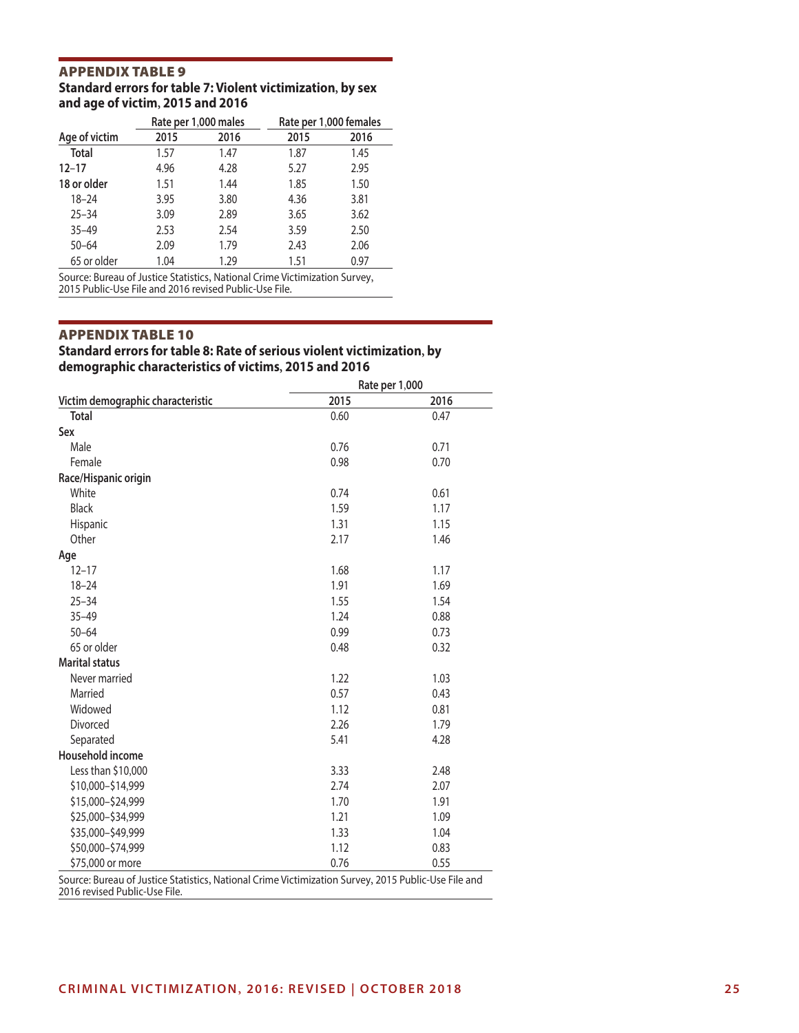## APPENDIX TABLE 9

**Standard errors for table 7: Violent victimization, by sex and age of victim, 2015 and 2016**

| | Rate per 1,000 males | | Rate per 1,000 females | |
|---|---|---|---|---|
| Age of victim | 2015 | 2016 | 2015 | 2016 |
| **Total** | 1.57 | 1.47 | 1.87 | 1.45 |
| **12–17** | 4.96 | 4.28 | 5.27 | 2.95 |
| **18 or older** | 1.51 | 1.44 | 1.85 | 1.50 |
| 18–24 | 3.95 | 3.80 | 4.36 | 3.81 |
| 25–34 | 3.09 | 2.89 | 3.65 | 3.62 |
| 35–49 | 2.53 | 2.54 | 3.59 | 2.50 |
| 50–64 | 2.09 | 1.79 | 2.43 | 2.06 |
| 65 or older | 1.04 | 1.29 | 1.51 | 0.97 |

Source: Bureau of Justice Statistics, National Crime Victimization Survey, 2015 Public-Use File and 2016 revised Public-Use File.

## APPENDIX TABLE 10

**Standard errors for table 8: Rate of serious violent victimization, by demographic characteristics of victims, 2015 and 2016**

| | Rate per 1,000 | |
|---|---|---|
| Victim demographic characteristic | 2015 | 2016 |
| **Total** | 0.60 | 0.47 |
| **Sex** | | |
| Male | 0.76 | 0.71 |
| Female | 0.98 | 0.70 |
| **Race/Hispanic origin** | | |
| White | 0.74 | 0.61 |
| Black | 1.59 | 1.17 |
| Hispanic | 1.31 | 1.15 |
| Other | 2.17 | 1.46 |
| **Age** | | |
| 12–17 | 1.68 | 1.17 |
| 18–24 | 1.91 | 1.69 |
| 25–34 | 1.55 | 1.54 |
| 35–49 | 1.24 | 0.88 |
| 50–64 | 0.99 | 0.73 |
| 65 or older | 0.48 | 0.32 |
| **Marital status** | | |
| Never married | 1.22 | 1.03 |
| Married | 0.57 | 0.43 |
| Widowed | 1.12 | 0.81 |
| Divorced | 2.26 | 1.79 |
| Separated | 5.41 | 4.28 |
| **Household income** | | |
| Less than $10,000 | 3.33 | 2.48 |
| $10,000–$14,999 | 2.74 | 2.07 |
| $15,000–$24,999 | 1.70 | 1.91 |
| $25,000–$34,999 | 1.21 | 1.09 |
| $35,000–$49,999 | 1.33 | 1.04 |
| $50,000–$74,999 | 1.12 | 0.83 |
| $75,000 or more | 0.76 | 0.55 |

Source: Bureau of Justice Statistics, National Crime Victimization Survey, 2015 Public-Use File and 2016 revised Public-Use File.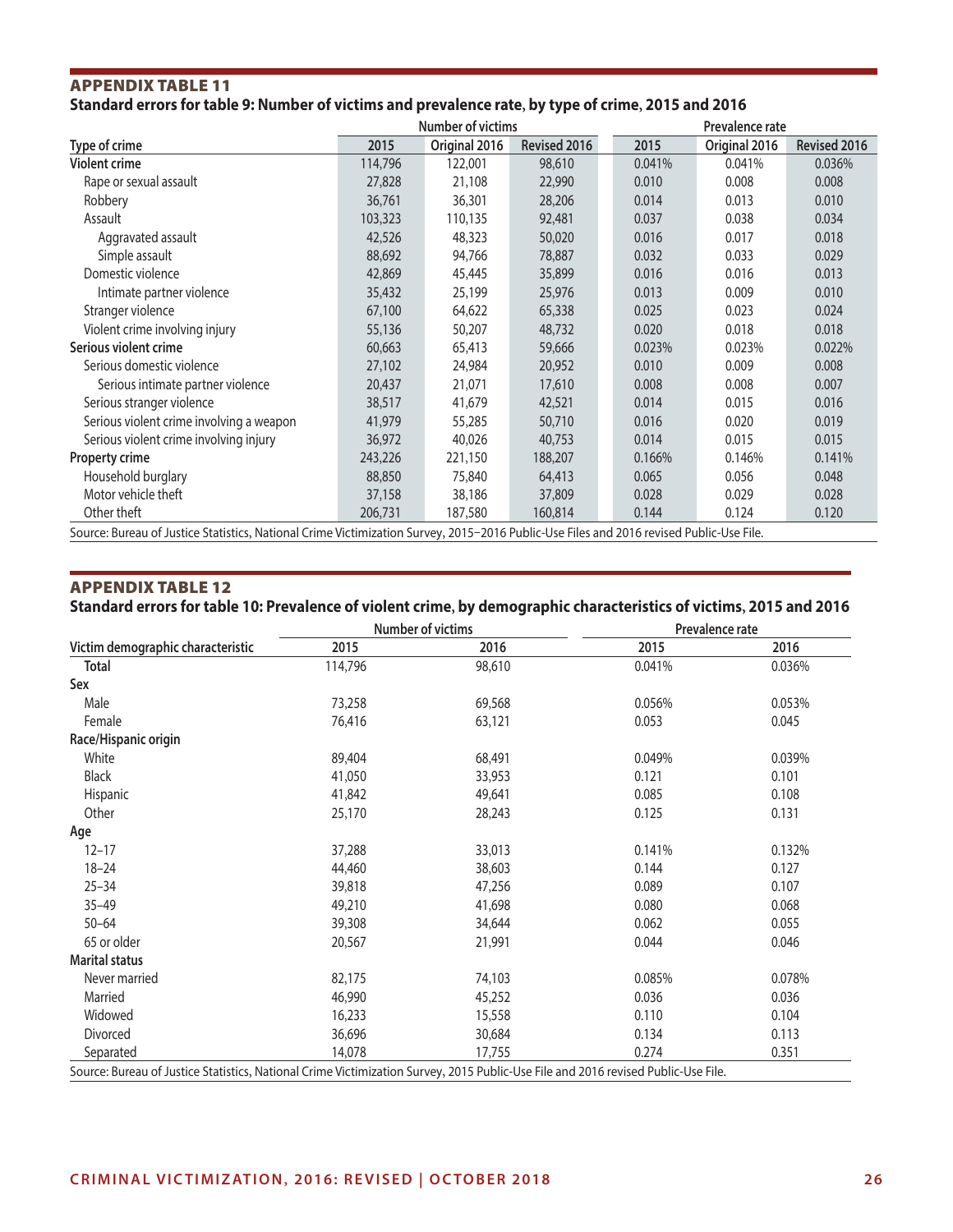## APPENDIX TABLE 11

**Standard errors for table 9: Number of victims and prevalence rate, by type of crime, 2015 and 2016**

| | Number of victims | | | Prevalence rate | | |
|---|---|---|---|---|---|---|
| Type of crime | 2015 | Original 2016 | Revised 2016 | 2015 | Original 2016 | Revised 2016 |
| **Violent crime** | 114,796 | 122,001 | 98,610 | 0.041% | 0.041% | 0.036% |
| Rape or sexual assault | 27,828 | 21,108 | 22,990 | 0.010 | 0.008 | 0.008 |
| Robbery | 36,761 | 36,301 | 28,206 | 0.014 | 0.013 | 0.010 |
| Assault | 103,323 | 110,135 | 92,481 | 0.037 | 0.038 | 0.034 |
| Aggravated assault | 42,526 | 48,323 | 50,020 | 0.016 | 0.017 | 0.018 |
| Simple assault | 88,692 | 94,766 | 78,887 | 0.032 | 0.033 | 0.029 |
| Domestic violence | 42,869 | 45,445 | 35,899 | 0.016 | 0.016 | 0.013 |
| Intimate partner violence | 35,432 | 25,199 | 25,976 | 0.013 | 0.009 | 0.010 |
| Stranger violence | 67,100 | 64,622 | 65,338 | 0.025 | 0.023 | 0.024 |
| Violent crime involving injury | 55,136 | 50,207 | 48,732 | 0.020 | 0.018 | 0.018 |
| **Serious violent crime** | 60,663 | 65,413 | 59,666 | 0.023% | 0.023% | 0.022% |
| Serious domestic violence | 27,102 | 24,984 | 20,952 | 0.010 | 0.009 | 0.008 |
| Serious intimate partner violence | 20,437 | 21,071 | 17,610 | 0.008 | 0.008 | 0.007 |
| Serious stranger violence | 38,517 | 41,679 | 42,521 | 0.014 | 0.015 | 0.016 |
| Serious violent crime involving a weapon | 41,979 | 55,285 | 50,710 | 0.016 | 0.020 | 0.019 |
| Serious violent crime involving injury | 36,972 | 40,026 | 40,753 | 0.014 | 0.015 | 0.015 |
| **Property crime** | 243,226 | 221,150 | 188,207 | 0.166% | 0.146% | 0.141% |
| Household burglary | 88,850 | 75,840 | 64,413 | 0.065 | 0.056 | 0.048 |
| Motor vehicle theft | 37,158 | 38,186 | 37,809 | 0.028 | 0.029 | 0.028 |
| Other theft | 206,731 | 187,580 | 160,814 | 0.144 | 0.124 | 0.120 |

Source: Bureau of Justice Statistics, National Crime Victimization Survey, 2015–2016 Public-Use Files and 2016 revised Public-Use File.

## APPENDIX TABLE 12

**Standard errors for table 10: Prevalence of violent crime, by demographic characteristics of victims, 2015 and 2016**

| | Number of victims | | Prevalence rate | |
|---|---|---|---|---|
| Victim demographic characteristic | 2015 | 2016 | 2015 | 2016 |
| **Total** | 114,796 | 98,610 | 0.041% | 0.036% |
| **Sex** | | | | |
| Male | 73,258 | 69,568 | 0.056% | 0.053% |
| Female | 76,416 | 63,121 | 0.053 | 0.045 |
| **Race/Hispanic origin** | | | | |
| White | 89,404 | 68,491 | 0.049% | 0.039% |
| Black | 41,050 | 33,953 | 0.121 | 0.101 |
| Hispanic | 41,842 | 49,641 | 0.085 | 0.108 |
| Other | 25,170 | 28,243 | 0.125 | 0.131 |
| **Age** | | | | |
| 12–17 | 37,288 | 33,013 | 0.141% | 0.132% |
| 18–24 | 44,460 | 38,603 | 0.144 | 0.127 |
| 25–34 | 39,818 | 47,256 | 0.089 | 0.107 |
| 35–49 | 49,210 | 41,698 | 0.080 | 0.068 |
| 50–64 | 39,308 | 34,644 | 0.062 | 0.055 |
| 65 or older | 20,567 | 21,991 | 0.044 | 0.046 |
| **Marital status** | | | | |
| Never married | 82,175 | 74,103 | 0.085% | 0.078% |
| Married | 46,990 | 45,252 | 0.036 | 0.036 |
| Widowed | 16,233 | 15,558 | 0.110 | 0.104 |
| Divorced | 36,696 | 30,684 | 0.134 | 0.113 |
| Separated | 14,078 | 17,755 | 0.274 | 0.351 |

Source: Bureau of Justice Statistics, National Crime Victimization Survey, 2015 Public-Use File and 2016 revised Public-Use File.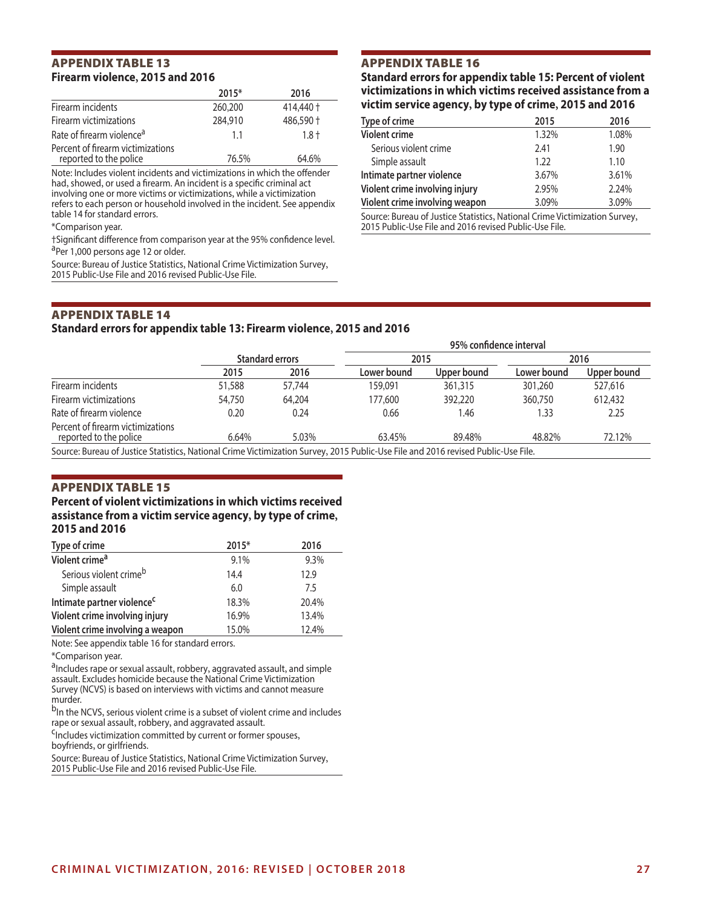## APPENDIX TABLE 13
### Firearm violence, 2015 and 2016

| | 2015* | 2016 |
|---|---|---|
| Firearm incidents | 260,200 | 414,440 † |
| Firearm victimizations | 284,910 | 486,590 † |
| Rate of firearm violence[a] | 1.1 | 1.8 † |
| Percent of firearm victimizations reported to the police | 76.5% | 64.6% |

Note: Includes violent incidents and victimizations in which the offender had, showed, or used a firearm. An incident is a specific criminal act involving one or more victims or victimizations, while a victimization refers to each person or household involved in the incident. See appendix table 14 for standard errors.

*Comparison year.

†Significant difference from comparison year at the 95% confidence level.

[a]Per 1,000 persons age 12 or older.

Source: Bureau of Justice Statistics, National Crime Victimization Survey, 2015 Public-Use File and 2016 revised Public-Use File.

## APPENDIX TABLE 14
### Standard errors for appendix table 13: Firearm violence, 2015 and 2016

| | Standard errors | | 95% confidence interval | | | |
|---|---|---|---|---|---|---|
| | | | 2015 | | 2016 | |
| | 2015 | 2016 | Lower bound | Upper bound | Lower bound | Upper bound |
| Firearm incidents | 51,588 | 57,744 | 159,091 | 361,315 | 301,260 | 527,616 |
| Firearm victimizations | 54,750 | 64,204 | 177,600 | 392,220 | 360,750 | 612,432 |
| Rate of firearm violence | 0.20 | 0.24 | 0.66 | 1.46 | 1.33 | 2.25 |
| Percent of firearm victimizations reported to the police | 6.64% | 5.03% | 63.45% | 89.48% | 48.82% | 72.12% |

Source: Bureau of Justice Statistics, National Crime Victimization Survey, 2015 Public-Use File and 2016 revised Public-Use File.

## APPENDIX TABLE 15
### Percent of violent victimizations in which victims received assistance from a victim service agency, by type of crime, 2015 and 2016

| Type of crime | 2015* | 2016 |
|---|---|---|
| **Violent crime[a]** | 9.1% | 9.3% |
| Serious violent crime[b] | 14.4 | 12.9 |
| Simple assault | 6.0 | 7.5 |
| **Intimate partner violence[c]** | 18.3% | 20.4% |
| **Violent crime involving injury** | 16.9% | 13.4% |
| **Violent crime involving a weapon** | 15.0% | 12.4% |

Note: See appendix table 16 for standard errors.

*Comparison year.

[a]Includes rape or sexual assault, robbery, aggravated assault, and simple assault. Excludes homicide because the National Crime Victimization Survey (NCVS) is based on interviews with victims and cannot measure murder.

[b]In the NCVS, serious violent crime is a subset of violent crime and includes rape or sexual assault, robbery, and aggravated assault.

[c]Includes victimization committed by current or former spouses, boyfriends, or girlfriends.

Source: Bureau of Justice Statistics, National Crime Victimization Survey, 2015 Public-Use File and 2016 revised Public-Use File.

## APPENDIX TABLE 16
### Standard errors for appendix table 15: Percent of violent victimizations in which victims received assistance from a victim service agency, by type of crime, 2015 and 2016

| Type of crime | 2015 | 2016 |
|---|---|---|
| **Violent crime** | 1.32% | 1.08% |
| Serious violent crime | 2.41 | 1.90 |
| Simple assault | 1.22 | 1.10 |
| **Intimate partner violence** | 3.67% | 3.61% |
| **Violent crime involving injury** | 2.95% | 2.24% |
| **Violent crime involving weapon** | 3.09% | 3.09% |

Source: Bureau of Justice Statistics, National Crime Victimization Survey, 2015 Public-Use File and 2016 revised Public-Use File.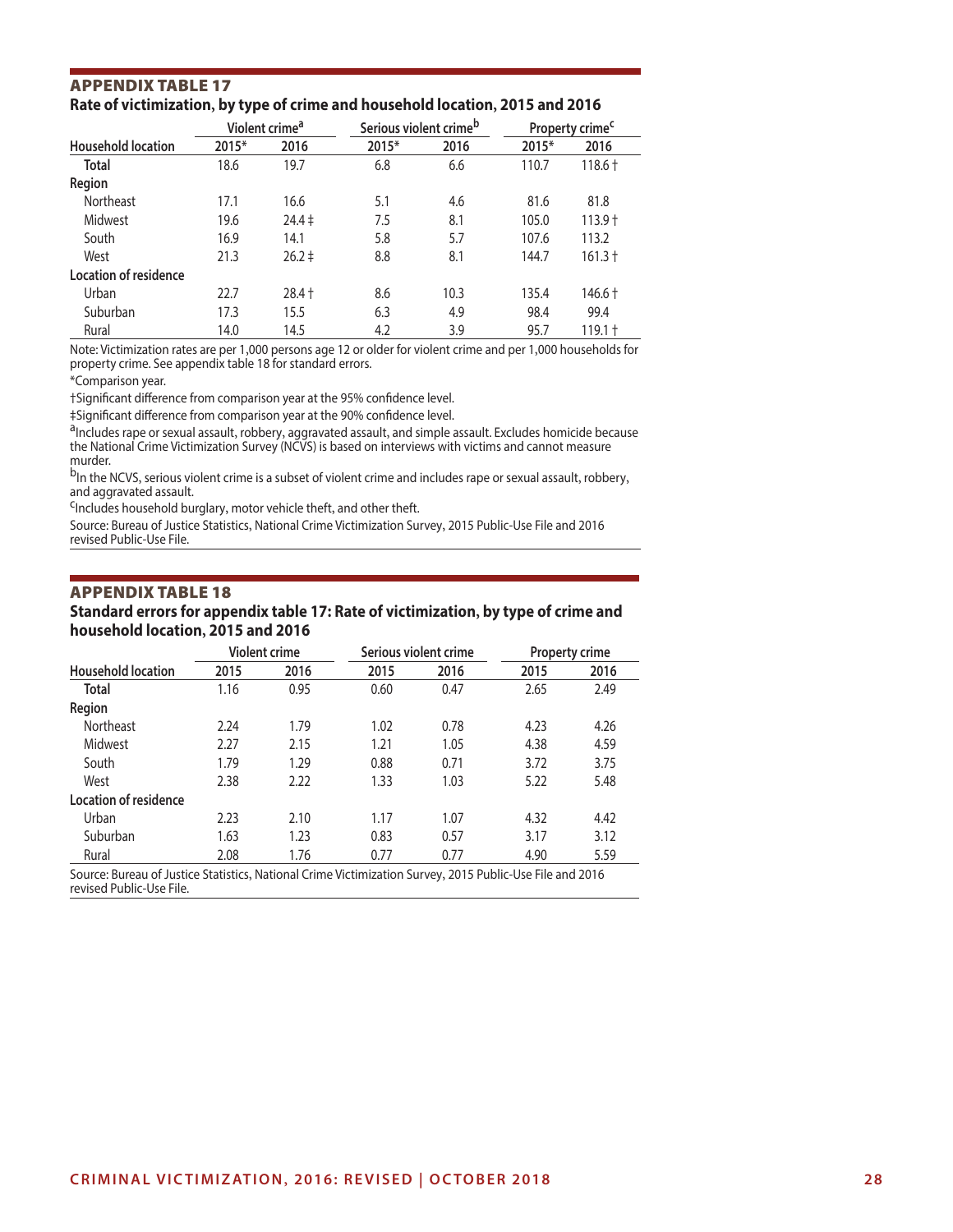## APPENDIX TABLE 17

**Rate of victimization, by type of crime and household location, 2015 and 2016**

| Household location | Violent crime[a] | | Serious violent crime[b] | | Property crime[c] | |
|---|---|---|---|---|---|---|
| | 2015* | 2016 | 2015* | 2016 | 2015* | 2016 |
| **Total** | 18.6 | 19.7 | 6.8 | 6.6 | 110.7 | 118.6 † |
| **Region** | | | | | | |
| Northeast | 17.1 | 16.6 | 5.1 | 4.6 | 81.6 | 81.8 |
| Midwest | 19.6 | 24.4 ‡ | 7.5 | 8.1 | 105.0 | 113.9 † |
| South | 16.9 | 14.1 | 5.8 | 5.7 | 107.6 | 113.2 |
| West | 21.3 | 26.2 ‡ | 8.8 | 8.1 | 144.7 | 161.3 † |
| **Location of residence** | | | | | | |
| Urban | 22.7 | 28.4 † | 8.6 | 10.3 | 135.4 | 146.6 † |
| Suburban | 17.3 | 15.5 | 6.3 | 4.9 | 98.4 | 99.4 |
| Rural | 14.0 | 14.5 | 4.2 | 3.9 | 95.7 | 119.1 † |

Note: Victimization rates are per 1,000 persons age 12 or older for violent crime and per 1,000 households for property crime. See appendix table 18 for standard errors.

*Comparison year.

†Significant difference from comparison year at the 95% confidence level.

‡Significant difference from comparison year at the 90% confidence level.

[a]Includes rape or sexual assault, robbery, aggravated assault, and simple assault. Excludes homicide because the National Crime Victimization Survey (NCVS) is based on interviews with victims and cannot measure murder.

[b]In the NCVS, serious violent crime is a subset of violent crime and includes rape or sexual assault, robbery, and aggravated assault.

[c]Includes household burglary, motor vehicle theft, and other theft.

Source: Bureau of Justice Statistics, National Crime Victimization Survey, 2015 Public-Use File and 2016 revised Public-Use File.

## APPENDIX TABLE 18

**Standard errors for appendix table 17: Rate of victimization, by type of crime and household location, 2015 and 2016**

| Household location | Violent crime | | Serious violent crime | | Property crime | |
|---|---|---|---|---|---|---|
| | 2015 | 2016 | 2015 | 2016 | 2015 | 2016 |
| **Total** | 1.16 | 0.95 | 0.60 | 0.47 | 2.65 | 2.49 |
| **Region** | | | | | | |
| Northeast | 2.24 | 1.79 | 1.02 | 0.78 | 4.23 | 4.26 |
| Midwest | 2.27 | 2.15 | 1.21 | 1.05 | 4.38 | 4.59 |
| South | 1.79 | 1.29 | 0.88 | 0.71 | 3.72 | 3.75 |
| West | 2.38 | 2.22 | 1.33 | 1.03 | 5.22 | 5.48 |
| **Location of residence** | | | | | | |
| Urban | 2.23 | 2.10 | 1.17 | 1.07 | 4.32 | 4.42 |
| Suburban | 1.63 | 1.23 | 0.83 | 0.57 | 3.17 | 3.12 |
| Rural | 2.08 | 1.76 | 0.77 | 0.77 | 4.90 | 5.59 |

Source: Bureau of Justice Statistics, National Crime Victimization Survey, 2015 Public-Use File and 2016 revised Public-Use File.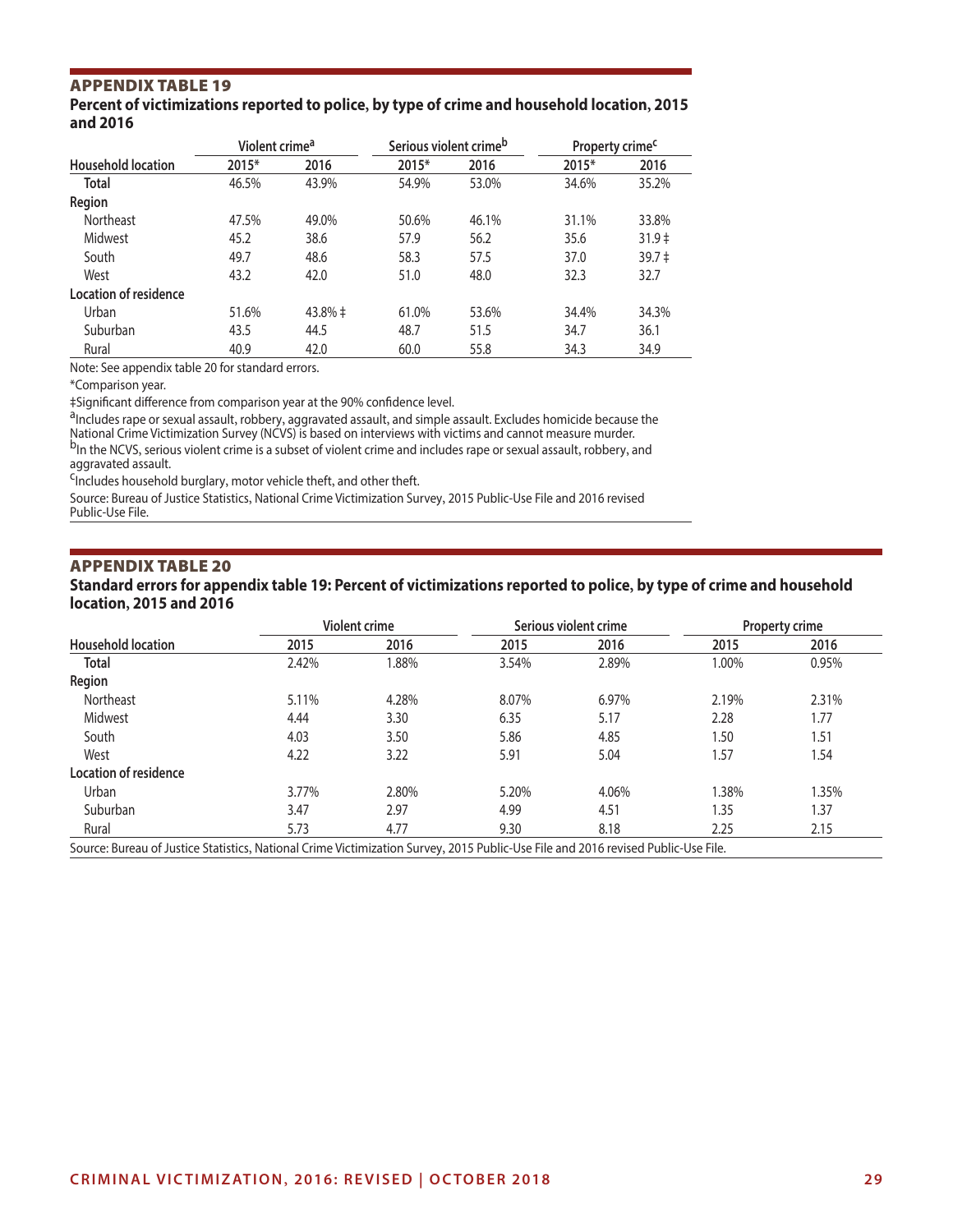## APPENDIX TABLE 19

**Percent of victimizations reported to police, by type of crime and household location, 2015 and 2016**

| Household location | Violent crime[a] | | Serious violent crime[b] | | Property crime[c] | |
|---|---|---|---|---|---|---|
| | 2015* | 2016 | 2015* | 2016 | 2015* | 2016 |
| **Total** | 46.5% | 43.9% | 54.9% | 53.0% | 34.6% | 35.2% |
| **Region** | | | | | | |
| Northeast | 47.5% | 49.0% | 50.6% | 46.1% | 31.1% | 33.8% |
| Midwest | 45.2 | 38.6 | 57.9 | 56.2 | 35.6 | 31.9 ‡ |
| South | 49.7 | 48.6 | 58.3 | 57.5 | 37.0 | 39.7 ‡ |
| West | 43.2 | 42.0 | 51.0 | 48.0 | 32.3 | 32.7 |
| **Location of residence** | | | | | | |
| Urban | 51.6% | 43.8% ‡ | 61.0% | 53.6% | 34.4% | 34.3% |
| Suburban | 43.5 | 44.5 | 48.7 | 51.5 | 34.7 | 36.1 |
| Rural | 40.9 | 42.0 | 60.0 | 55.8 | 34.3 | 34.9 |

Note: See appendix table 20 for standard errors.

*Comparison year.

‡Significant difference from comparison year at the 90% confidence level.

[a]Includes rape or sexual assault, robbery, aggravated assault, and simple assault. Excludes homicide because the National Crime Victimization Survey (NCVS) is based on interviews with victims and cannot measure murder.

[b]In the NCVS, serious violent crime is a subset of violent crime and includes rape or sexual assault, robbery, and aggravated assault.

[c]Includes household burglary, motor vehicle theft, and other theft.

Source: Bureau of Justice Statistics, National Crime Victimization Survey, 2015 Public-Use File and 2016 revised Public-Use File.

## APPENDIX TABLE 20

**Standard errors for appendix table 19: Percent of victimizations reported to police, by type of crime and household location, 2015 and 2016**

| Household location | Violent crime | | Serious violent crime | | Property crime | |
|---|---|---|---|---|---|---|
| | 2015 | 2016 | 2015 | 2016 | 2015 | 2016 |
| **Total** | 2.42% | 1.88% | 3.54% | 2.89% | 1.00% | 0.95% |
| **Region** | | | | | | |
| Northeast | 5.11% | 4.28% | 8.07% | 6.97% | 2.19% | 2.31% |
| Midwest | 4.44 | 3.30 | 6.35 | 5.17 | 2.28 | 1.77 |
| South | 4.03 | 3.50 | 5.86 | 4.85 | 1.50 | 1.51 |
| West | 4.22 | 3.22 | 5.91 | 5.04 | 1.57 | 1.54 |
| **Location of residence** | | | | | | |
| Urban | 3.77% | 2.80% | 5.20% | 4.06% | 1.38% | 1.35% |
| Suburban | 3.47 | 2.97 | 4.99 | 4.51 | 1.35 | 1.37 |
| Rural | 5.73 | 4.77 | 9.30 | 8.18 | 2.25 | 2.15 |

Source: Bureau of Justice Statistics, National Crime Victimization Survey, 2015 Public-Use File and 2016 revised Public-Use File.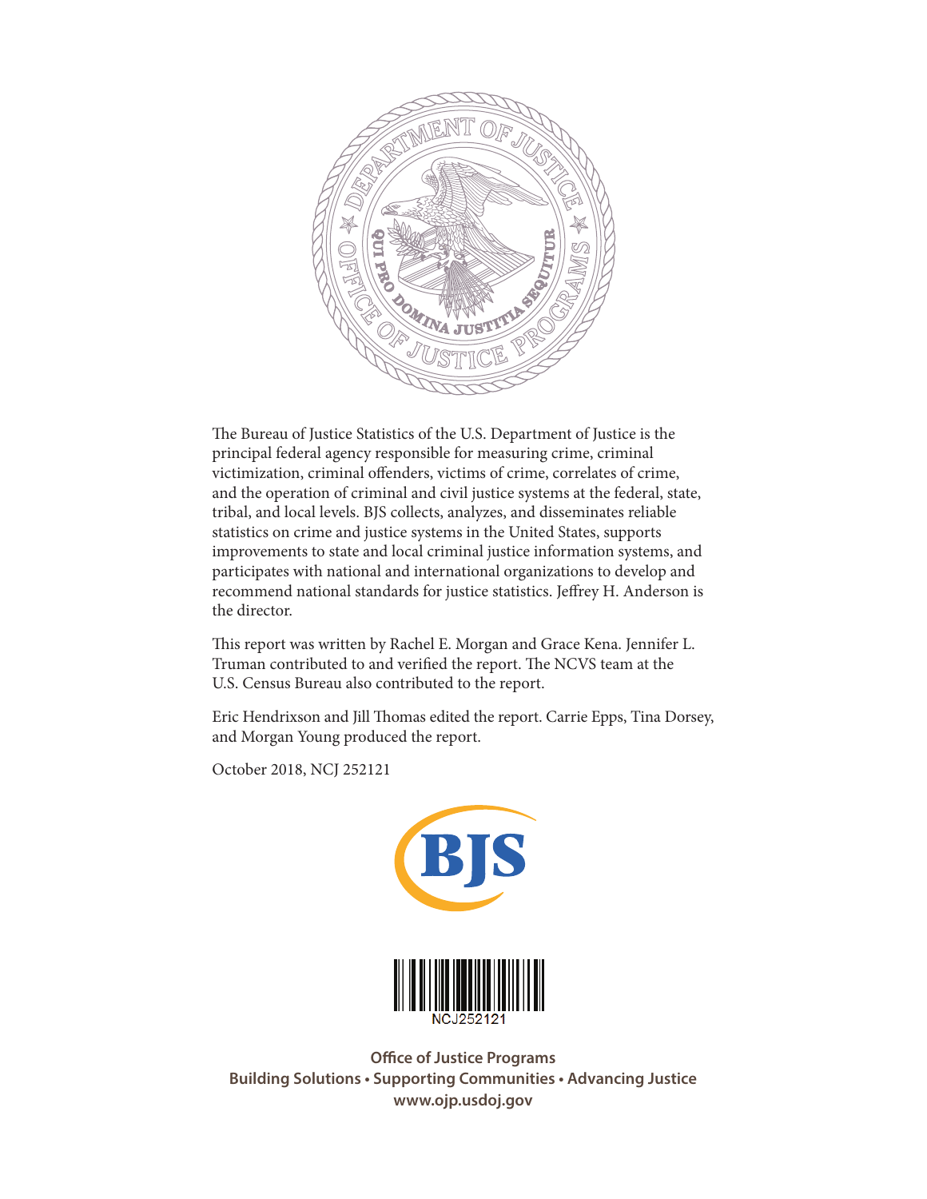The Bureau of Justice Statistics of the U.S. Department of Justice is the principal federal agency responsible for measuring crime, criminal victimization, criminal offenders, victims of crime, correlates of crime, and the operation of criminal and civil justice systems at the federal, state, tribal, and local levels. BJS collects, analyzes, and disseminates reliable statistics on crime and justice systems in the United States, supports improvements to state and local criminal justice information systems, and participates with national and international organizations to develop and recommend national standards for justice statistics. Jeffrey H. Anderson is the director.

This report was written by Rachel E. Morgan and Grace Kena. Jennifer L. Truman contributed to and verified the report. The NCVS team at the U.S. Census Bureau also contributed to the report.

Eric Hendrixson and Jill Thomas edited the report. Carrie Epps, Tina Dorsey, and Morgan Young produced the report.

October 2018, NCJ 252121

NCJ252121

**Office of Justice Programs**
**Building Solutions • Supporting Communities • Advancing Justice**
**www.ojp.usdoj.gov**